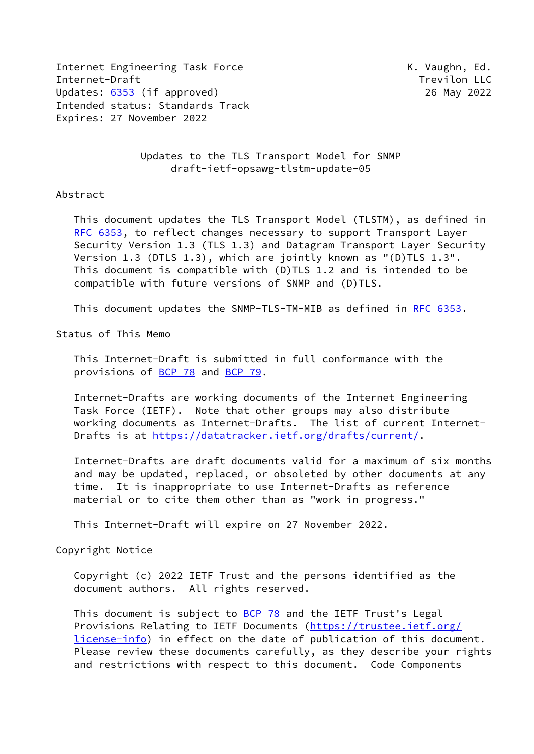Internet Engineering Task Force K. Vaughn, Ed.
Internet-Draft Trevilon LLC
Updates: 6353 (if approved) 26 May 2022
Intended status: Standards Track
Expires: 27 November 2022

# Updates to the TLS Transport Model for SNMP
draft-ietf-opsawg-tlstm-update-05

## Abstract

This document updates the TLS Transport Model (TLSTM), as defined in RFC 6353, to reflect changes necessary to support Transport Layer Security Version 1.3 (TLS 1.3) and Datagram Transport Layer Security Version 1.3 (DTLS 1.3), which are jointly known as "(D)TLS 1.3". This document is compatible with (D)TLS 1.2 and is intended to be compatible with future versions of SNMP and (D)TLS.

This document updates the SNMP-TLS-TM-MIB as defined in RFC 6353.

## Status of This Memo

This Internet-Draft is submitted in full conformance with the provisions of BCP 78 and BCP 79.

Internet-Drafts are working documents of the Internet Engineering Task Force (IETF). Note that other groups may also distribute working documents as Internet-Drafts. The list of current Internet-Drafts is at https://datatracker.ietf.org/drafts/current/.

Internet-Drafts are draft documents valid for a maximum of six months and may be updated, replaced, or obsoleted by other documents at any time. It is inappropriate to use Internet-Drafts as reference material or to cite them other than as "work in progress."

This Internet-Draft will expire on 27 November 2022.

## Copyright Notice

Copyright (c) 2022 IETF Trust and the persons identified as the document authors. All rights reserved.

This document is subject to BCP 78 and the IETF Trust's Legal Provisions Relating to IETF Documents (https://trustee.ietf.org/license-info) in effect on the date of publication of this document. Please review these documents carefully, as they describe your rights and restrictions with respect to this document. Code Components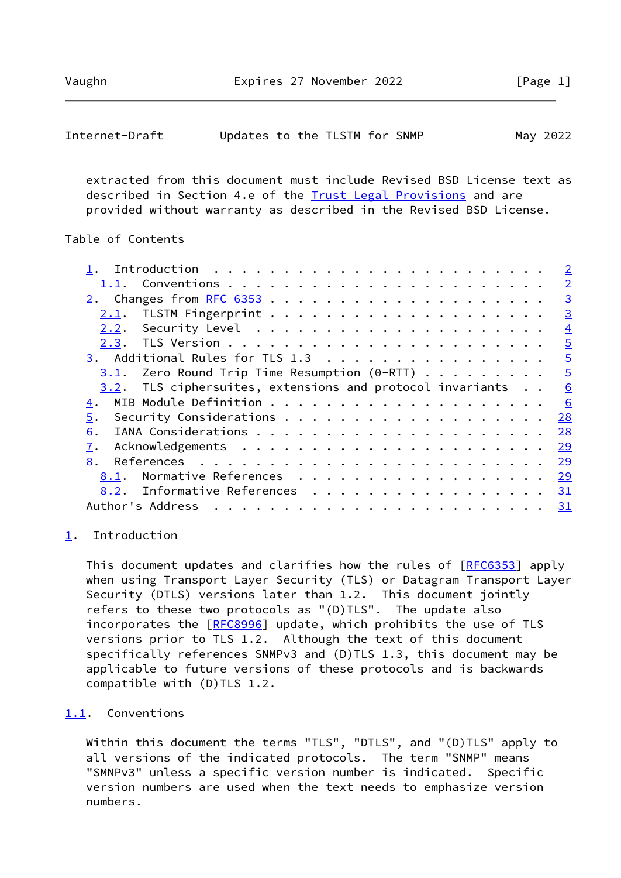extracted from this document must include Revised BSD License text as described in Section 4.e of the Trust Legal Provisions and are provided without warranty as described in the Revised BSD License.

Table of Contents

- 1. Introduction . . . . . . . . . . . . . . . . . . . . . . . . 2
  - 1.1. Conventions . . . . . . . . . . . . . . . . . . . . . . 2
- 2. Changes from RFC 6353 . . . . . . . . . . . . . . . . . . . 3
  - 2.1. TLSTM Fingerprint . . . . . . . . . . . . . . . . . . . 3
  - 2.2. Security Level . . . . . . . . . . . . . . . . . . . . . 4
  - 2.3. TLS Version . . . . . . . . . . . . . . . . . . . . . . 5
- 3. Additional Rules for TLS 1.3 . . . . . . . . . . . . . . . . 5
  - 3.1. Zero Round Trip Time Resumption (0-RTT) . . . . . . . . . 5
  - 3.2. TLS ciphersuites, extensions and protocol invariants . . 6
- 4. MIB Module Definition . . . . . . . . . . . . . . . . . . . . 6
- 5. Security Considerations . . . . . . . . . . . . . . . . . . . 28
- 6. IANA Considerations . . . . . . . . . . . . . . . . . . . . . 28
- 7. Acknowledgements . . . . . . . . . . . . . . . . . . . . . . 29
- 8. References . . . . . . . . . . . . . . . . . . . . . . . . . 29
  - 8.1. Normative References . . . . . . . . . . . . . . . . . . 29
  - 8.2. Informative References . . . . . . . . . . . . . . . . . 31
- Author's Address . . . . . . . . . . . . . . . . . . . . . . . . 31

## 1. Introduction

This document updates and clarifies how the rules of [RFC6353] apply when using Transport Layer Security (TLS) or Datagram Transport Layer Security (DTLS) versions later than 1.2. This document jointly refers to these two protocols as "(D)TLS". The update also incorporates the [RFC8996] update, which prohibits the use of TLS versions prior to TLS 1.2. Although the text of this document specifically references SNMPv3 and (D)TLS 1.3, this document may be applicable to future versions of these protocols and is backwards compatible with (D)TLS 1.2.

### 1.1. Conventions

Within this document the terms "TLS", "DTLS", and "(D)TLS" apply to all versions of the indicated protocols. The term "SNMP" means "SMNPv3" unless a specific version number is indicated. Specific version numbers are used when the text needs to emphasize version numbers.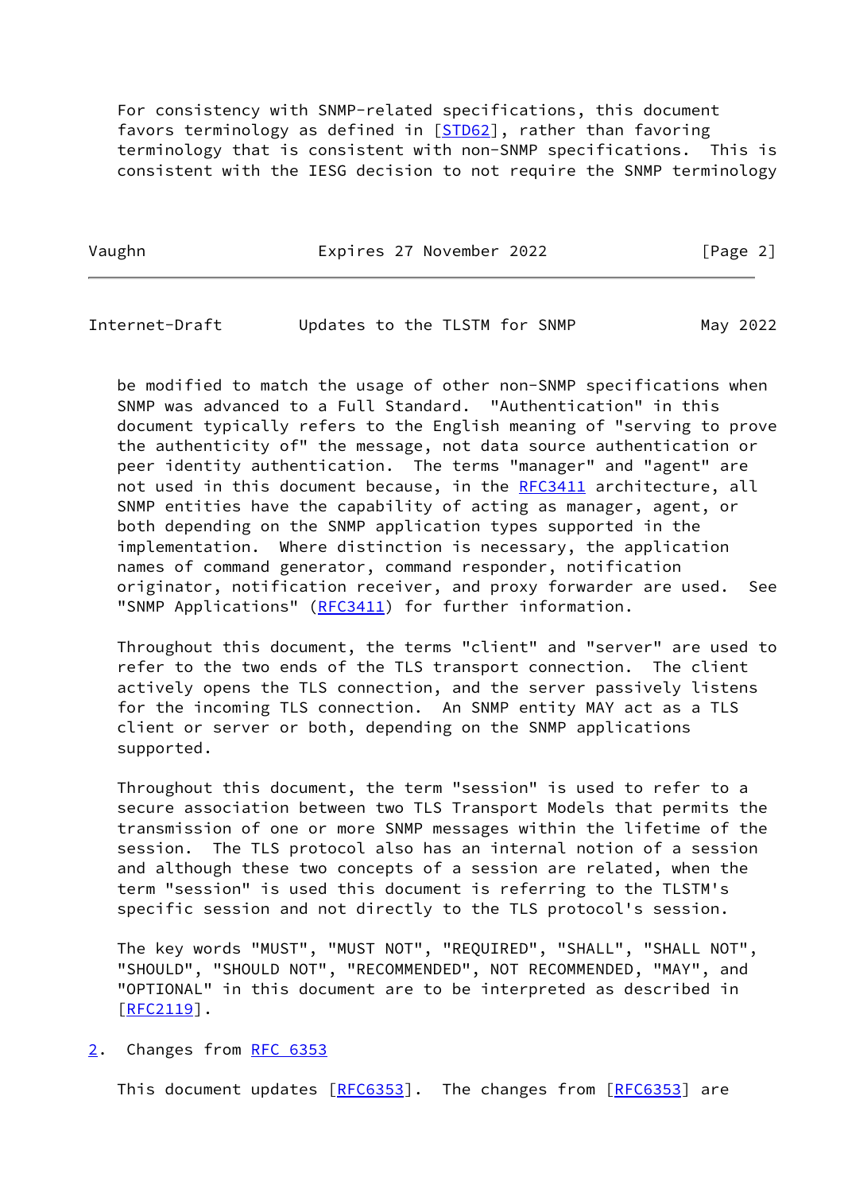For consistency with SNMP-related specifications, this document favors terminology as defined in [STD62], rather than favoring terminology that is consistent with non-SNMP specifications. This is consistent with the IESG decision to not require the SNMP terminology be modified to match the usage of other non-SNMP specifications when SNMP was advanced to a Full Standard. "Authentication" in this document typically refers to the English meaning of "serving to prove the authenticity of" the message, not data source authentication or peer identity authentication. The terms "manager" and "agent" are not used in this document because, in the RFC3411 architecture, all SNMP entities have the capability of acting as manager, agent, or both depending on the SNMP application types supported in the implementation. Where distinction is necessary, the application names of command generator, command responder, notification originator, notification receiver, and proxy forwarder are used. See "SNMP Applications" (RFC3411) for further information.

Throughout this document, the terms "client" and "server" are used to refer to the two ends of the TLS transport connection. The client actively opens the TLS connection, and the server passively listens for the incoming TLS connection. An SNMP entity MAY act as a TLS client or server or both, depending on the SNMP applications supported.

Throughout this document, the term "session" is used to refer to a secure association between two TLS Transport Models that permits the transmission of one or more SNMP messages within the lifetime of the session. The TLS protocol also has an internal notion of a session and although these two concepts of a session are related, when the term "session" is used this document is referring to the TLSTM's specific session and not directly to the TLS protocol's session.

The key words "MUST", "MUST NOT", "REQUIRED", "SHALL", "SHALL NOT", "SHOULD", "SHOULD NOT", "RECOMMENDED", NOT RECOMMENDED, "MAY", and "OPTIONAL" in this document are to be interpreted as described in [RFC2119].

## 2. Changes from RFC 6353

This document updates [RFC6353]. The changes from [RFC6353] are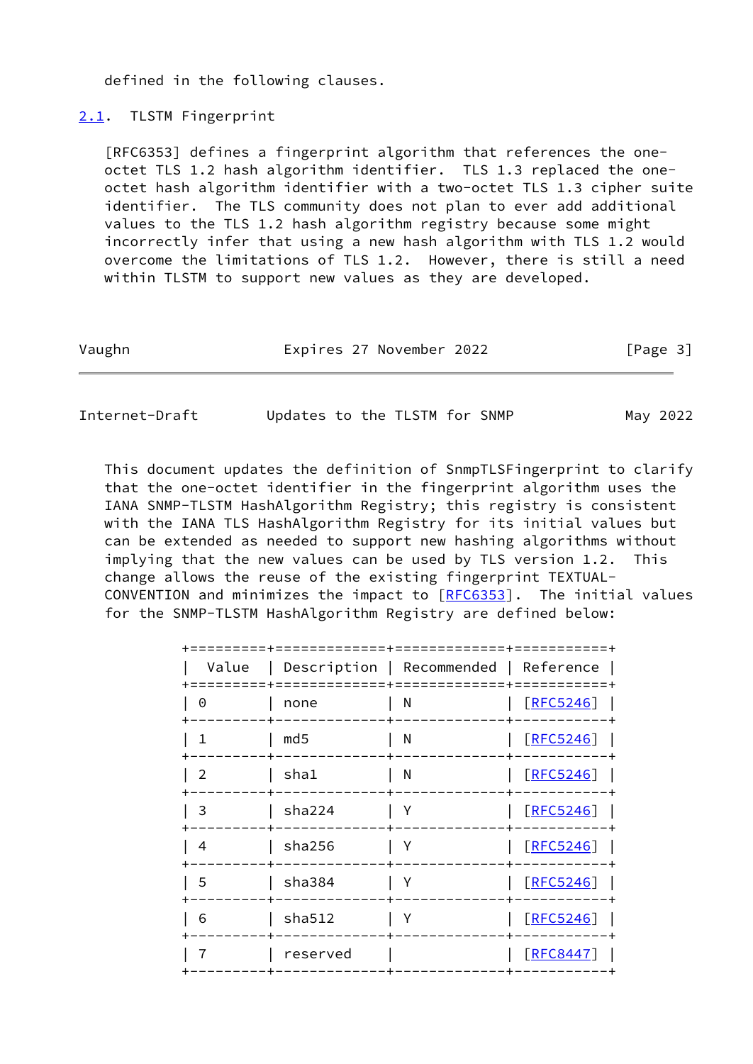defined in the following clauses.

## 2.1. TLSTM Fingerprint

[RFC6353] defines a fingerprint algorithm that references the one-octet TLS 1.2 hash algorithm identifier. TLS 1.3 replaced the one-octet hash algorithm identifier with a two-octet TLS 1.3 cipher suite identifier. The TLS community does not plan to ever add additional values to the TLS 1.2 hash algorithm registry because some might incorrectly infer that using a new hash algorithm with TLS 1.2 would overcome the limitations of TLS 1.2. However, there is still a need within TLSTM to support new values as they are developed.

This document updates the definition of SnmpTLSFingerprint to clarify that the one-octet identifier in the fingerprint algorithm uses the IANA SNMP-TLSTM HashAlgorithm Registry; this registry is consistent with the IANA TLS HashAlgorithm Registry for its initial values but can be extended as needed to support new hashing algorithms without implying that the new values can be used by TLS version 1.2. This change allows the reuse of the existing fingerprint TEXTUAL-CONVENTION and minimizes the impact to [RFC6353]. The initial values for the SNMP-TLSTM HashAlgorithm Registry are defined below:

| Value | Description | Recommended | Reference |
|---|---|---|---|
| 0 | none | N | [RFC5246] |
| 1 | md5 | N | [RFC5246] |
| 2 | sha1 | N | [RFC5246] |
| 3 | sha224 | Y | [RFC5246] |
| 4 | sha256 | Y | [RFC5246] |
| 5 | sha384 | Y | [RFC5246] |
| 6 | sha512 | Y | [RFC5246] |
| 7 | reserved | | [RFC8447] |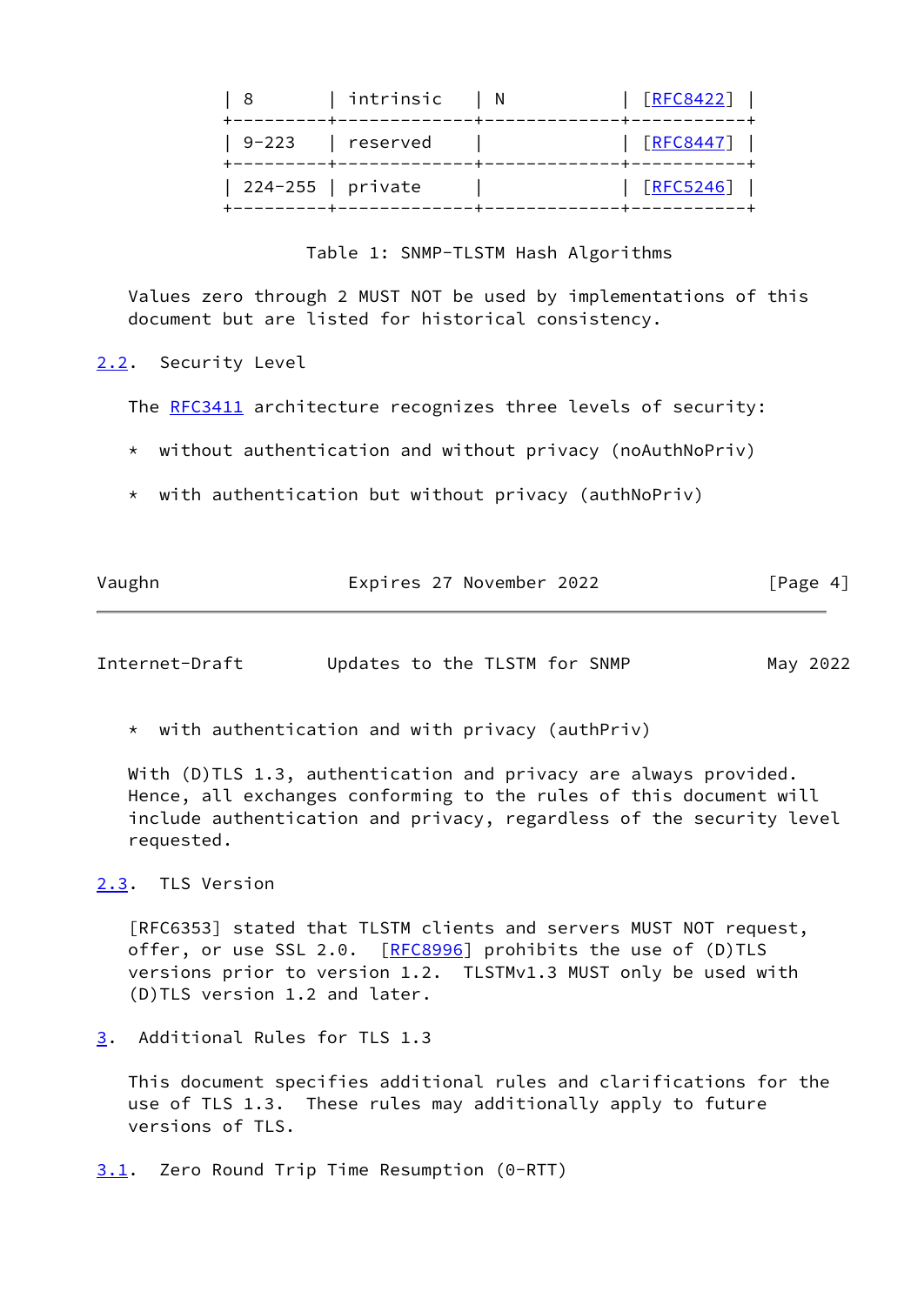| 8 | intrinsic | N | [RFC8422] |
|---|---|---|---|
| 9-223 | reserved | | [RFC8447] |
| 224-255 | private | | [RFC5246] |

Table 1: SNMP-TLSTM Hash Algorithms

Values zero through 2 MUST NOT be used by implementations of this document but are listed for historical consistency.

### 2.2. Security Level

The RFC3411 architecture recognizes three levels of security:

* without authentication and without privacy (noAuthNoPriv)

* with authentication but without privacy (authNoPriv)

* with authentication and with privacy (authPriv)

With (D)TLS 1.3, authentication and privacy are always provided. Hence, all exchanges conforming to the rules of this document will include authentication and privacy, regardless of the security level requested.

### 2.3. TLS Version

[RFC6353] stated that TLSTM clients and servers MUST NOT request, offer, or use SSL 2.0. [RFC8996] prohibits the use of (D)TLS versions prior to version 1.2. TLSTMv1.3 MUST only be used with (D)TLS version 1.2 and later.

## 3. Additional Rules for TLS 1.3

This document specifies additional rules and clarifications for the use of TLS 1.3. These rules may additionally apply to future versions of TLS.

### 3.1. Zero Round Trip Time Resumption (0-RTT)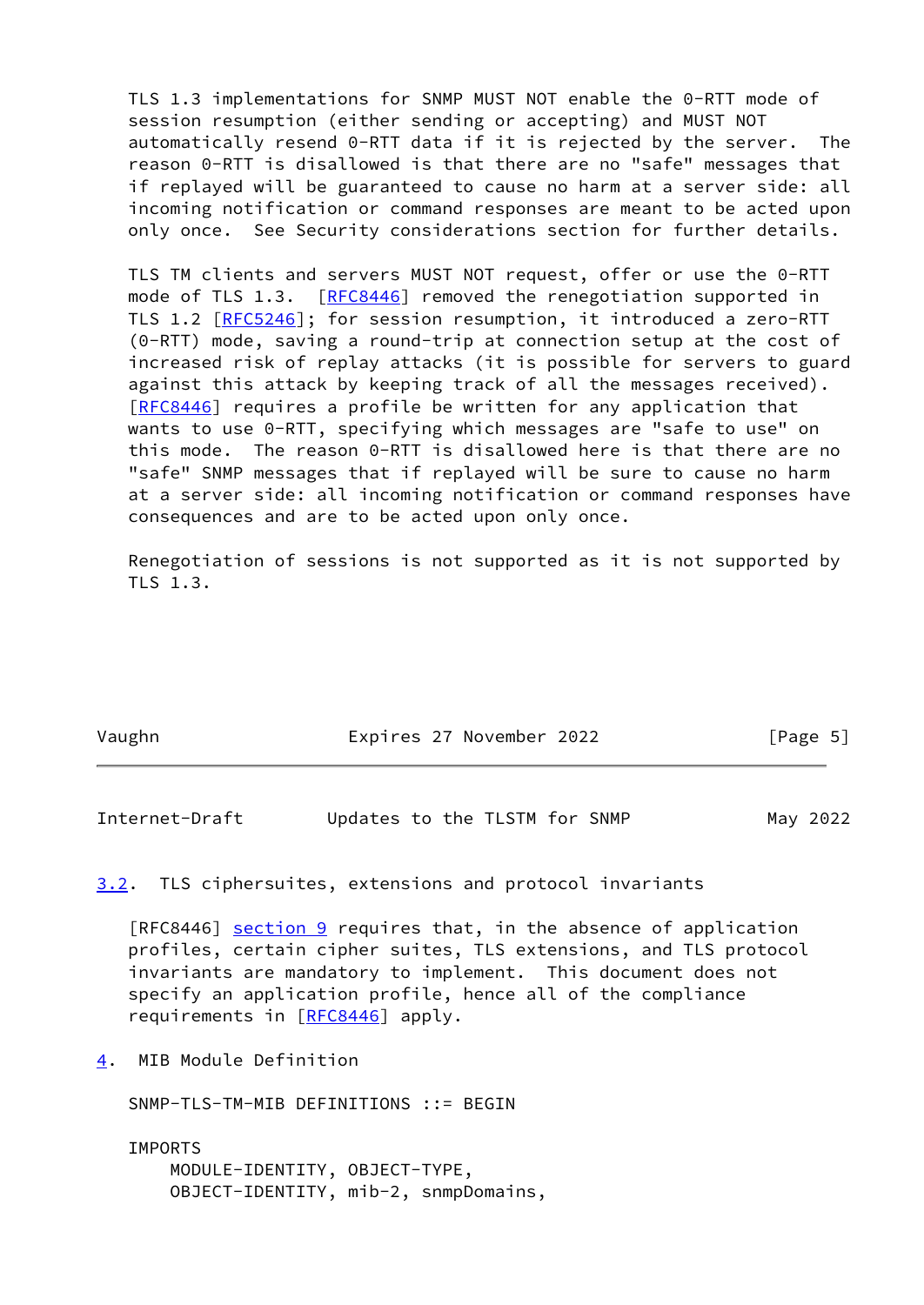TLS 1.3 implementations for SNMP MUST NOT enable the 0-RTT mode of session resumption (either sending or accepting) and MUST NOT automatically resend 0-RTT data if it is rejected by the server. The reason 0-RTT is disallowed is that there are no "safe" messages that if replayed will be guaranteed to cause no harm at a server side: all incoming notification or command responses are meant to be acted upon only once. See Security considerations section for further details.

TLS TM clients and servers MUST NOT request, offer or use the 0-RTT mode of TLS 1.3. [RFC8446] removed the renegotiation supported in TLS 1.2 [RFC5246]; for session resumption, it introduced a zero-RTT (0-RTT) mode, saving a round-trip at connection setup at the cost of increased risk of replay attacks (it is possible for servers to guard against this attack by keeping track of all the messages received). [RFC8446] requires a profile be written for any application that wants to use 0-RTT, specifying which messages are "safe to use" on this mode. The reason 0-RTT is disallowed here is that there are no "safe" SNMP messages that if replayed will be sure to cause no harm at a server side: all incoming notification or command responses have consequences and are to be acted upon only once.

Renegotiation of sessions is not supported as it is not supported by TLS 1.3.

### 3.2. TLS ciphersuites, extensions and protocol invariants

[RFC8446] section 9 requires that, in the absence of application profiles, certain cipher suites, TLS extensions, and TLS protocol invariants are mandatory to implement. This document does not specify an application profile, hence all of the compliance requirements in [RFC8446] apply.

## 4. MIB Module Definition

```
SNMP-TLS-TM-MIB DEFINITIONS ::= BEGIN

IMPORTS
    MODULE-IDENTITY, OBJECT-TYPE,
    OBJECT-IDENTITY, mib-2, snmpDomains,
```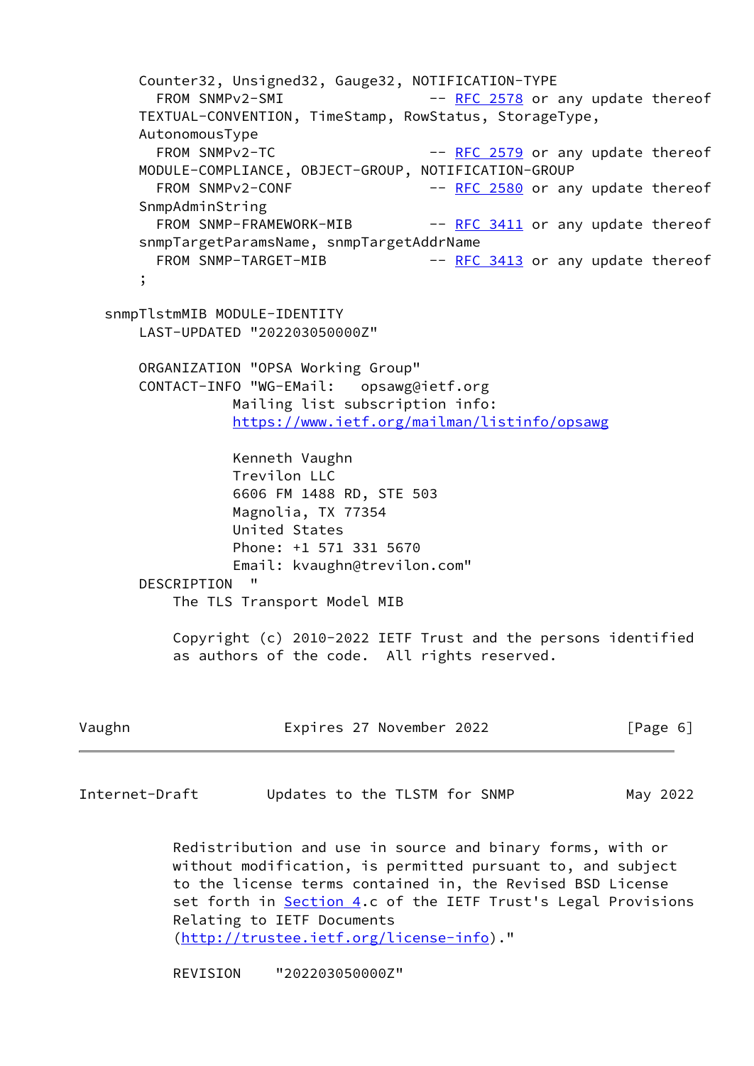```
        Counter32, Unsigned32, Gauge32, NOTIFICATION-TYPE
          FROM SNMPv2-SMI                 -- RFC 2578 or any update thereof
        TEXTUAL-CONVENTION, TimeStamp, RowStatus, StorageType,
        AutonomousType
          FROM SNMPv2-TC                  -- RFC 2579 or any update thereof
        MODULE-COMPLIANCE, OBJECT-GROUP, NOTIFICATION-GROUP
          FROM SNMPv2-CONF                -- RFC 2580 or any update thereof
        SnmpAdminString
          FROM SNMP-FRAMEWORK-MIB         -- RFC 3411 or any update thereof
        snmpTargetParamsName, snmpTargetAddrName
          FROM SNMP-TARGET-MIB            -- RFC 3413 or any update thereof
        ;

    snmpTlstmMIB MODULE-IDENTITY
        LAST-UPDATED "202203050000Z"

        ORGANIZATION "OPSA Working Group"
        CONTACT-INFO "WG-EMail:   opsawg@ietf.org
                   Mailing list subscription info:
                   https://www.ietf.org/mailman/listinfo/opsawg

                   Kenneth Vaughn
                   Trevilon LLC
                   6606 FM 1488 RD, STE 503
                   Magnolia, TX 77354
                   United States
                   Phone: +1 571 331 5670
                   Email: kvaughn@trevilon.com"
        DESCRIPTION  "
            The TLS Transport Model MIB

            Copyright (c) 2010-2022 IETF Trust and the persons identified
            as authors of the code.  All rights reserved.

            Redistribution and use in source and binary forms, with or
            without modification, is permitted pursuant to, and subject
            to the license terms contained in, the Revised BSD License
            set forth in Section 4.c of the IETF Trust's Legal Provisions
            Relating to IETF Documents
            (http://trustee.ietf.org/license-info)."

            REVISION    "202203050000Z"
```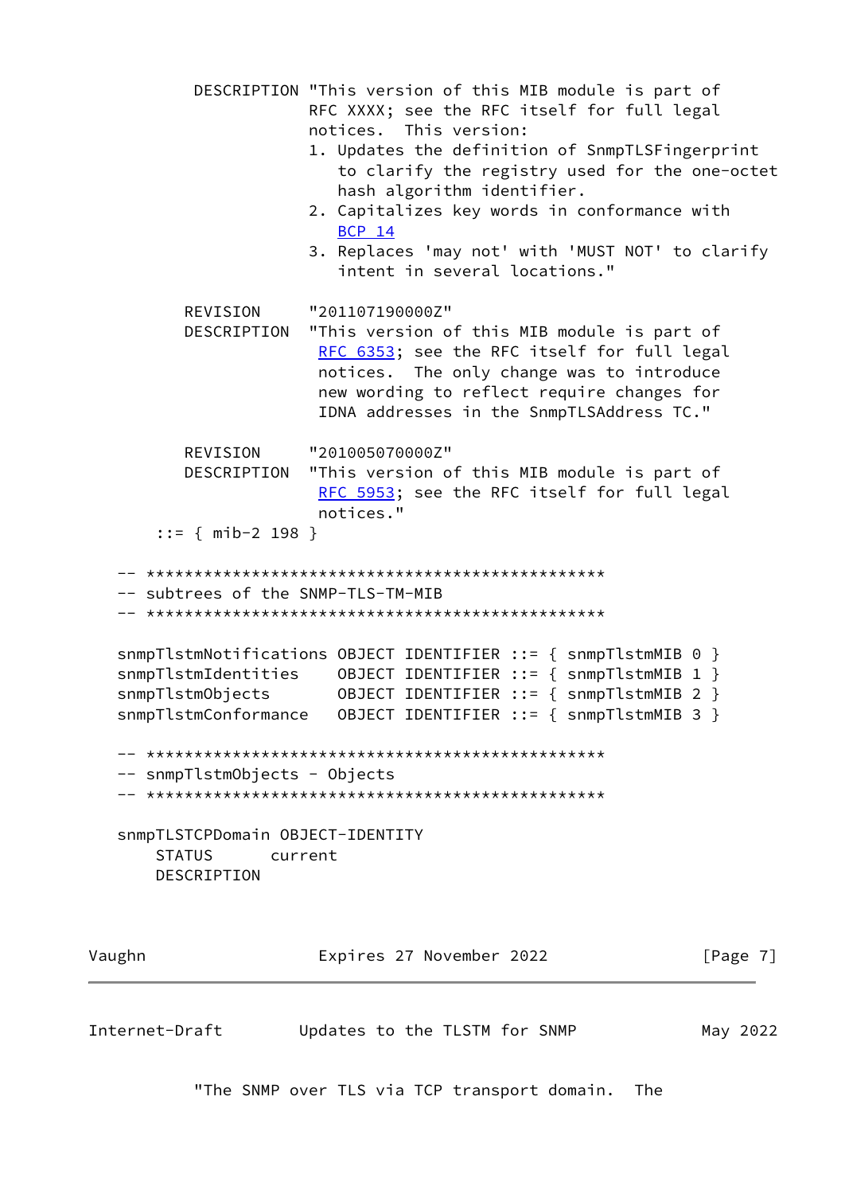```
         DESCRIPTION "This version of this MIB module is part of
                     RFC XXXX; see the RFC itself for full legal
                     notices.  This version:
                     1. Updates the definition of SnmpTLSFingerprint
                        to clarify the registry used for the one-octet
                        hash algorithm identifier.
                     2. Capitalizes key words in conformance with
                        BCP 14
                     3. Replaces 'may not' with 'MUST NOT' to clarify
                        intent in several locations."

        REVISION     "201107190000Z"
        DESCRIPTION  "This version of this MIB module is part of
                      RFC 6353; see the RFC itself for full legal
                      notices.  The only change was to introduce
                      new wording to reflect require changes for
                      IDNA addresses in the SnmpTLSAddress TC."

        REVISION     "201005070000Z"
        DESCRIPTION  "This version of this MIB module is part of
                      RFC 5953; see the RFC itself for full legal
                      notices."
      ::= { mib-2 198 }

   -- ************************************************
   -- subtrees of the SNMP-TLS-TM-MIB
   -- ************************************************

   snmpTlstmNotifications OBJECT IDENTIFIER ::= { snmpTlstmMIB 0 }
   snmpTlstmIdentities    OBJECT IDENTIFIER ::= { snmpTlstmMIB 1 }
   snmpTlstmObjects       OBJECT IDENTIFIER ::= { snmpTlstmMIB 2 }
   snmpTlstmConformance   OBJECT IDENTIFIER ::= { snmpTlstmMIB 3 }

   -- ************************************************
   -- snmpTlstmObjects - Objects
   -- ************************************************

   snmpTLSTCPDomain OBJECT-IDENTITY
       STATUS      current
       DESCRIPTION

         "The SNMP over TLS via TCP transport domain.  The
```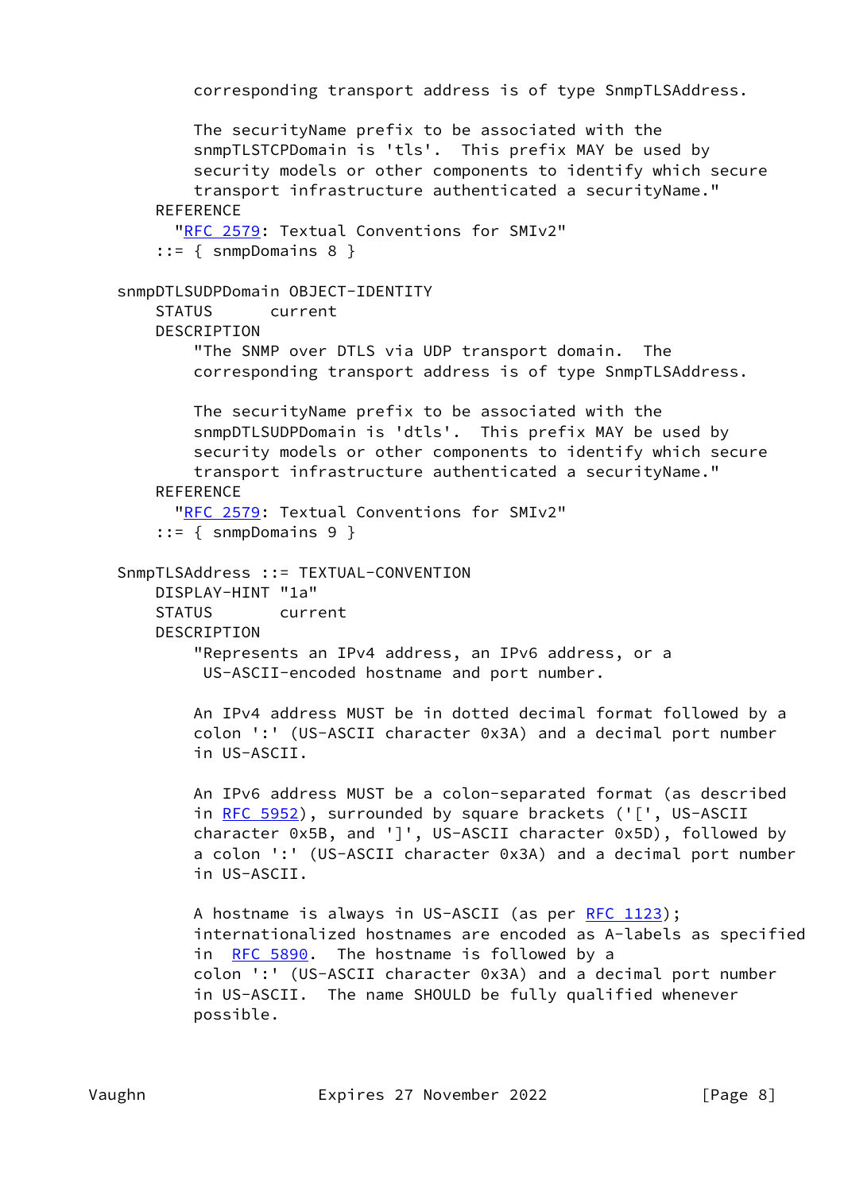```
          corresponding transport address is of type SnmpTLSAddress.

          The securityName prefix to be associated with the
          snmpTLSTCPDomain is 'tls'.  This prefix MAY be used by
          security models or other components to identify which secure
          transport infrastructure authenticated a securityName."
      REFERENCE
        "RFC 2579: Textual Conventions for SMIv2"
      ::= { snmpDomains 8 }

  snmpDTLSUDPDomain OBJECT-IDENTITY
      STATUS      current
      DESCRIPTION
          "The SNMP over DTLS via UDP transport domain.  The
          corresponding transport address is of type SnmpTLSAddress.

          The securityName prefix to be associated with the
          snmpDTLSUDPDomain is 'dtls'.  This prefix MAY be used by
          security models or other components to identify which secure
          transport infrastructure authenticated a securityName."
      REFERENCE
        "RFC 2579: Textual Conventions for SMIv2"
      ::= { snmpDomains 9 }

  SnmpTLSAddress ::= TEXTUAL-CONVENTION
      DISPLAY-HINT "1a"
      STATUS       current
      DESCRIPTION
          "Represents an IPv4 address, an IPv6 address, or a
           US-ASCII-encoded hostname and port number.

          An IPv4 address MUST be in dotted decimal format followed by a
          colon ':' (US-ASCII character 0x3A) and a decimal port number
          in US-ASCII.

          An IPv6 address MUST be a colon-separated format (as described
          in RFC 5952), surrounded by square brackets ('[', US-ASCII
          character 0x5B, and ']', US-ASCII character 0x5D), followed by
          a colon ':' (US-ASCII character 0x3A) and a decimal port number
          in US-ASCII.

          A hostname is always in US-ASCII (as per RFC 1123);
          internationalized hostnames are encoded as A-labels as specified
          in  RFC 5890.  The hostname is followed by a
          colon ':' (US-ASCII character 0x3A) and a decimal port number
          in US-ASCII.  The name SHOULD be fully qualified whenever
          possible.
```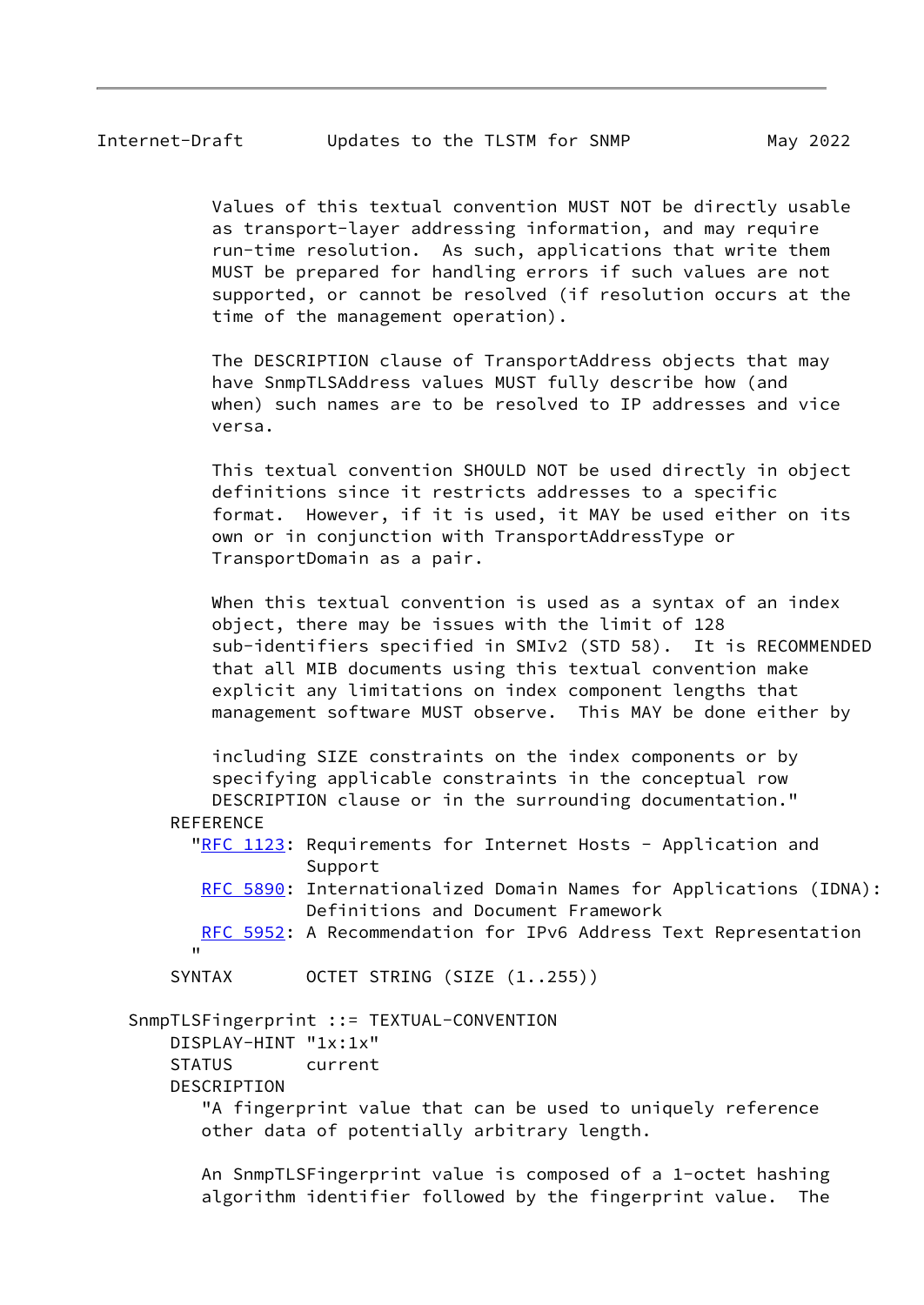```
          Values of this textual convention MUST NOT be directly usable
          as transport-layer addressing information, and may require
          run-time resolution.  As such, applications that write them
          MUST be prepared for handling errors if such values are not
          supported, or cannot be resolved (if resolution occurs at the
          time of the management operation).

          The DESCRIPTION clause of TransportAddress objects that may
          have SnmpTLSAddress values MUST fully describe how (and
          when) such names are to be resolved to IP addresses and vice
          versa.

          This textual convention SHOULD NOT be used directly in object
          definitions since it restricts addresses to a specific
          format.  However, if it is used, it MAY be used either on its
          own or in conjunction with TransportAddressType or
          TransportDomain as a pair.

          When this textual convention is used as a syntax of an index
          object, there may be issues with the limit of 128
          sub-identifiers specified in SMIv2 (STD 58).  It is RECOMMENDED
          that all MIB documents using this textual convention make
          explicit any limitations on index component lengths that
          management software MUST observe.  This MAY be done either by

          including SIZE constraints on the index components or by
          specifying applicable constraints in the conceptual row
          DESCRIPTION clause or in the surrounding documentation."
       REFERENCE
         "RFC 1123: Requirements for Internet Hosts - Application and
                    Support
          RFC 5890: Internationalized Domain Names for Applications (IDNA):
                    Definitions and Document Framework
          RFC 5952: A Recommendation for IPv6 Address Text Representation
         "
       SYNTAX       OCTET STRING (SIZE (1..255))

   SnmpTLSFingerprint ::= TEXTUAL-CONVENTION
       DISPLAY-HINT "1x:1x"
       STATUS       current
       DESCRIPTION
          "A fingerprint value that can be used to uniquely reference
          other data of potentially arbitrary length.

          An SnmpTLSFingerprint value is composed of a 1-octet hashing
          algorithm identifier followed by the fingerprint value.  The
```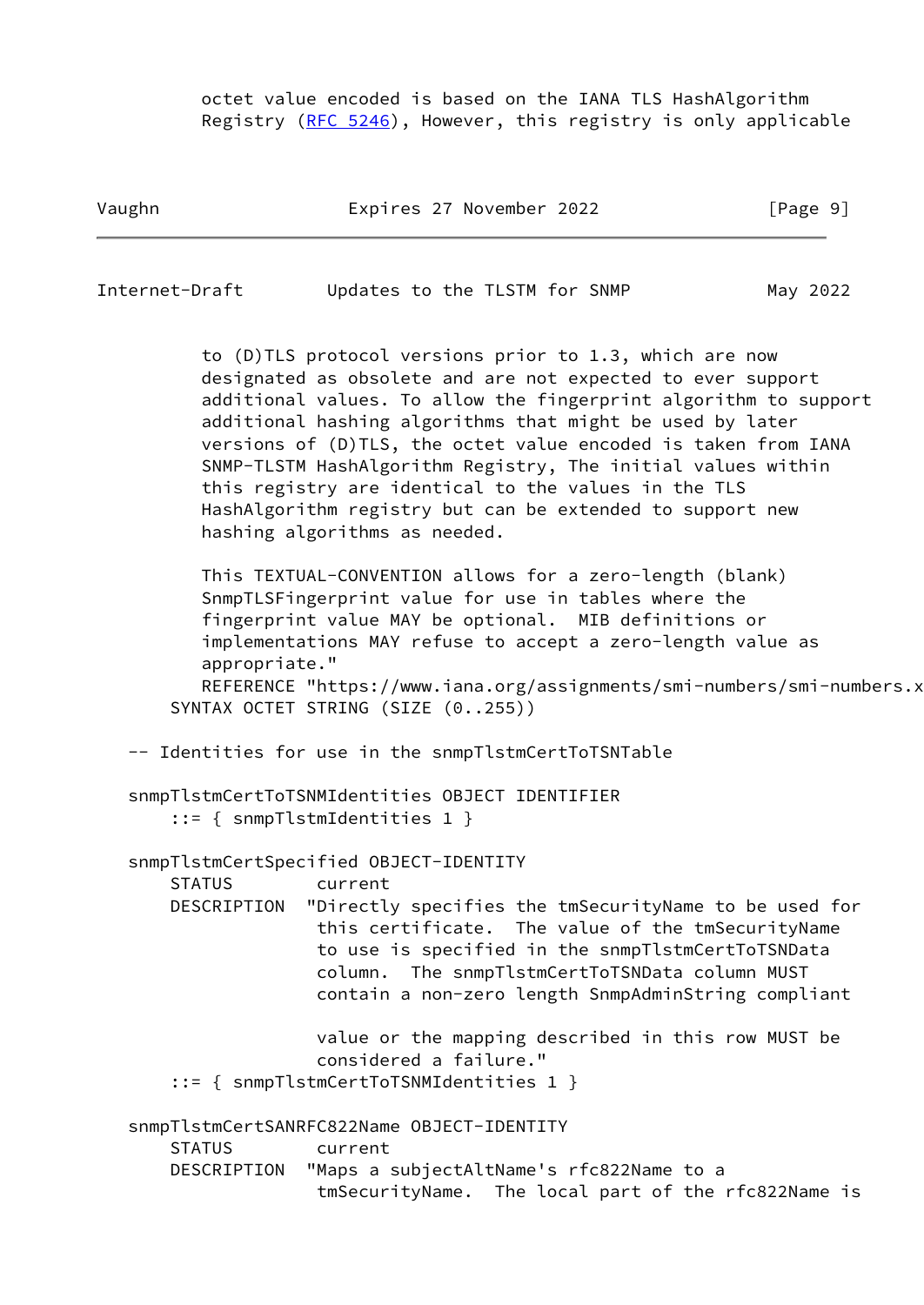```
         octet value encoded is based on the IANA TLS HashAlgorithm
         Registry (RFC 5246), However, this registry is only applicable
         to (D)TLS protocol versions prior to 1.3, which are now
         designated as obsolete and are not expected to ever support
         additional values. To allow the fingerprint algorithm to support
         additional hashing algorithms that might be used by later
         versions of (D)TLS, the octet value encoded is taken from IANA
         SNMP-TLSTM HashAlgorithm Registry, The initial values within
         this registry are identical to the values in the TLS
         HashAlgorithm registry but can be extended to support new
         hashing algorithms as needed.

         This TEXTUAL-CONVENTION allows for a zero-length (blank)
         SnmpTLSFingerprint value for use in tables where the
         fingerprint value MAY be optional.  MIB definitions or
         implementations MAY refuse to accept a zero-length value as
         appropriate."
         REFERENCE "https://www.iana.org/assignments/smi-numbers/smi-numbers.x
      SYNTAX OCTET STRING (SIZE (0..255))

   -- Identities for use in the snmpTlstmCertToTSNTable

   snmpTlstmCertToTSNMIdentities OBJECT IDENTIFIER
       ::= { snmpTlstmIdentities 1 }

   snmpTlstmCertSpecified OBJECT-IDENTITY
       STATUS        current
       DESCRIPTION  "Directly specifies the tmSecurityName to be used for
                     this certificate.  The value of the tmSecurityName
                     to use is specified in the snmpTlstmCertToTSNData
                     column.  The snmpTlstmCertToTSNData column MUST
                     contain a non-zero length SnmpAdminString compliant

                     value or the mapping described in this row MUST be
                     considered a failure."
       ::= { snmpTlstmCertToTSNMIdentities 1 }

   snmpTlstmCertSANRFC822Name OBJECT-IDENTITY
       STATUS        current
       DESCRIPTION  "Maps a subjectAltName's rfc822Name to a
                     tmSecurityName.  The local part of the rfc822Name is
```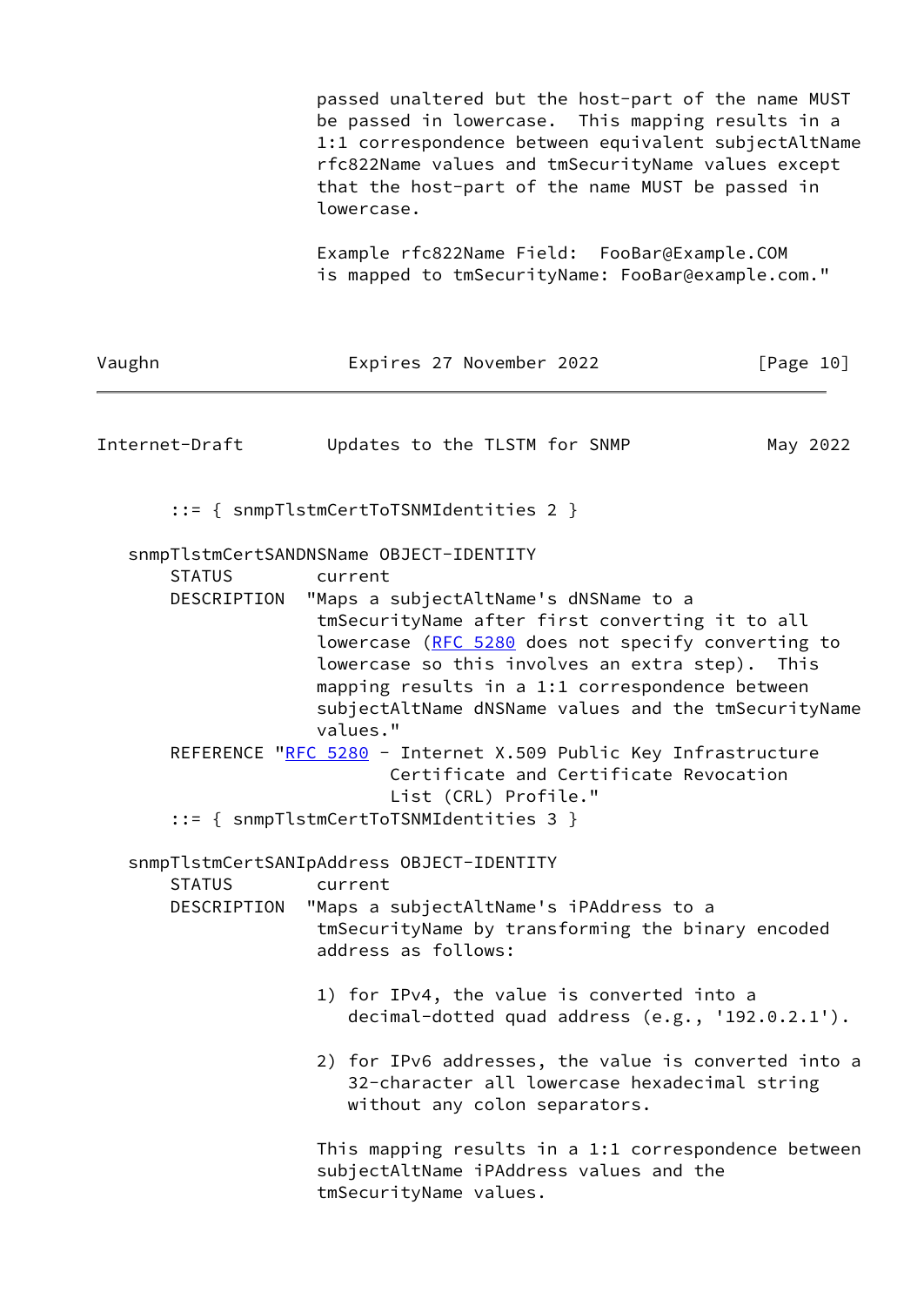```
                    passed unaltered but the host-part of the name MUST
                    be passed in lowercase.  This mapping results in a
                    1:1 correspondence between equivalent subjectAltName
                    rfc822Name values and tmSecurityName values except
                    that the host-part of the name MUST be passed in
                    lowercase.

                    Example rfc822Name Field:  FooBar@Example.COM
                    is mapped to tmSecurityName: FooBar@example.com."
```

```
       ::= { snmpTlstmCertToTSNMIdentities 2 }

   snmpTlstmCertSANDNSName OBJECT-IDENTITY
       STATUS        current
       DESCRIPTION  "Maps a subjectAltName's dNSName to a
                    tmSecurityName after first converting it to all
                    lowercase (RFC 5280 does not specify converting to
                    lowercase so this involves an extra step).  This
                    mapping results in a 1:1 correspondence between
                    subjectAltName dNSName values and the tmSecurityName
                    values."
       REFERENCE "RFC 5280 - Internet X.509 Public Key Infrastructure
                         Certificate and Certificate Revocation
                         List (CRL) Profile."
       ::= { snmpTlstmCertToTSNMIdentities 3 }

   snmpTlstmCertSANIpAddress OBJECT-IDENTITY
       STATUS        current
       DESCRIPTION  "Maps a subjectAltName's iPAddress to a
                    tmSecurityName by transforming the binary encoded
                    address as follows:

                    1) for IPv4, the value is converted into a
                       decimal-dotted quad address (e.g., '192.0.2.1').

                    2) for IPv6 addresses, the value is converted into a
                       32-character all lowercase hexadecimal string
                       without any colon separators.

                    This mapping results in a 1:1 correspondence between
                    subjectAltName iPAddress values and the
                    tmSecurityName values.
```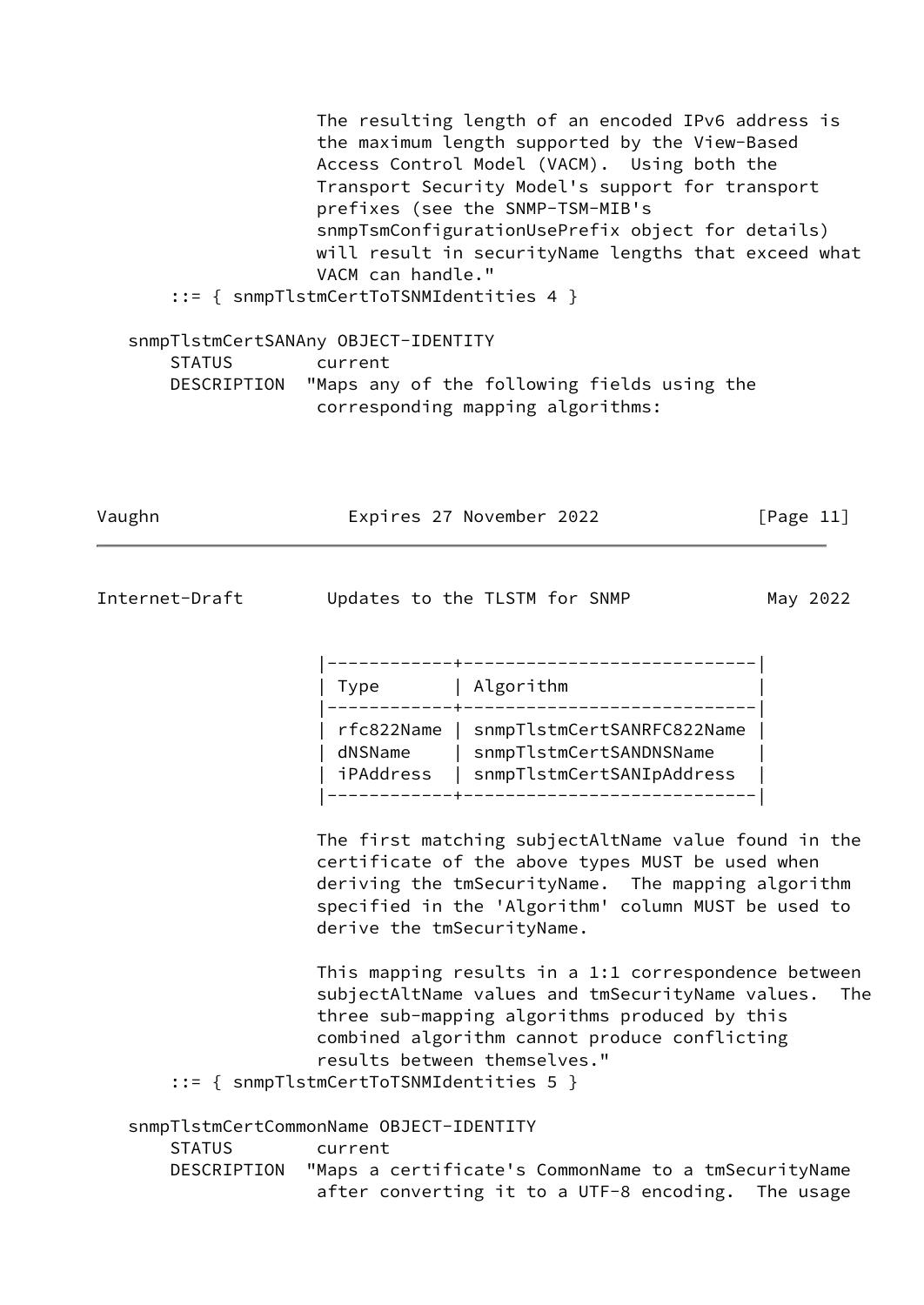```
                  The resulting length of an encoded IPv6 address is
                  the maximum length supported by the View-Based
                  Access Control Model (VACM).  Using both the
                  Transport Security Model's support for transport
                  prefixes (see the SNMP-TSM-MIB's
                  snmpTsmConfigurationUsePrefix object for details)
                  will result in securityName lengths that exceed what
                  VACM can handle."
      ::= { snmpTlstmCertToTSNMIdentities 4 }

   snmpTlstmCertSANAny OBJECT-IDENTITY
       STATUS        current
       DESCRIPTION  "Maps any of the following fields using the
                     corresponding mapping algorithms:

                     |------------+----------------------------|
                     | Type       | Algorithm                  |
                     |------------+----------------------------|
                     | rfc822Name | snmpTlstmCertSANRFC822Name |
                     | dNSName    | snmpTlstmCertSANDNSName    |
                     | iPAddress  | snmpTlstmCertSANIpAddress  |
                     |------------+----------------------------|

                     The first matching subjectAltName value found in the
                     certificate of the above types MUST be used when
                     deriving the tmSecurityName.  The mapping algorithm
                     specified in the 'Algorithm' column MUST be used to
                     derive the tmSecurityName.

                     This mapping results in a 1:1 correspondence between
                     subjectAltName values and tmSecurityName values.  The
                     three sub-mapping algorithms produced by this
                     combined algorithm cannot produce conflicting
                     results between themselves."
      ::= { snmpTlstmCertToTSNMIdentities 5 }

   snmpTlstmCertCommonName OBJECT-IDENTITY
       STATUS        current
       DESCRIPTION  "Maps a certificate's CommonName to a tmSecurityName
                     after converting it to a UTF-8 encoding.  The usage
```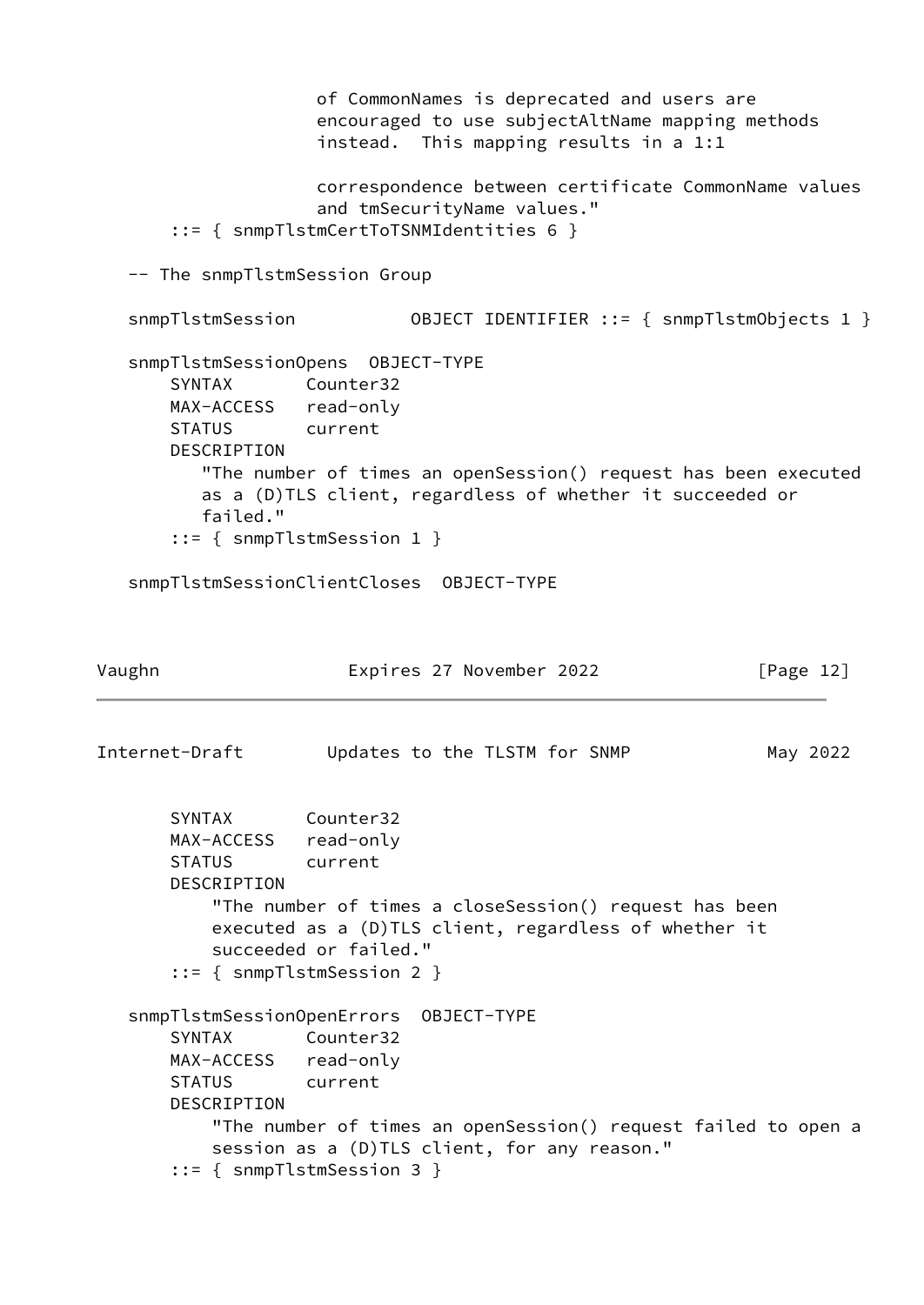```
                     of CommonNames is deprecated and users are
                     encouraged to use subjectAltName mapping methods
                     instead.  This mapping results in a 1:1

                     correspondence between certificate CommonName values
                     and tmSecurityName values."
        ::= { snmpTlstmCertToTSNMIdentities 6 }

   -- The snmpTlstmSession Group

   snmpTlstmSession           OBJECT IDENTIFIER ::= { snmpTlstmObjects 1 }

   snmpTlstmSessionOpens  OBJECT-TYPE
       SYNTAX       Counter32
       MAX-ACCESS   read-only
       STATUS       current
       DESCRIPTION
          "The number of times an openSession() request has been executed
          as a (D)TLS client, regardless of whether it succeeded or
          failed."
       ::= { snmpTlstmSession 1 }

   snmpTlstmSessionClientCloses  OBJECT-TYPE
       SYNTAX       Counter32
       MAX-ACCESS   read-only
       STATUS       current
       DESCRIPTION
           "The number of times a closeSession() request has been
           executed as a (D)TLS client, regardless of whether it
           succeeded or failed."
       ::= { snmpTlstmSession 2 }

   snmpTlstmSessionOpenErrors  OBJECT-TYPE
       SYNTAX       Counter32
       MAX-ACCESS   read-only
       STATUS       current
       DESCRIPTION
           "The number of times an openSession() request failed to open a
           session as a (D)TLS client, for any reason."
       ::= { snmpTlstmSession 3 }
```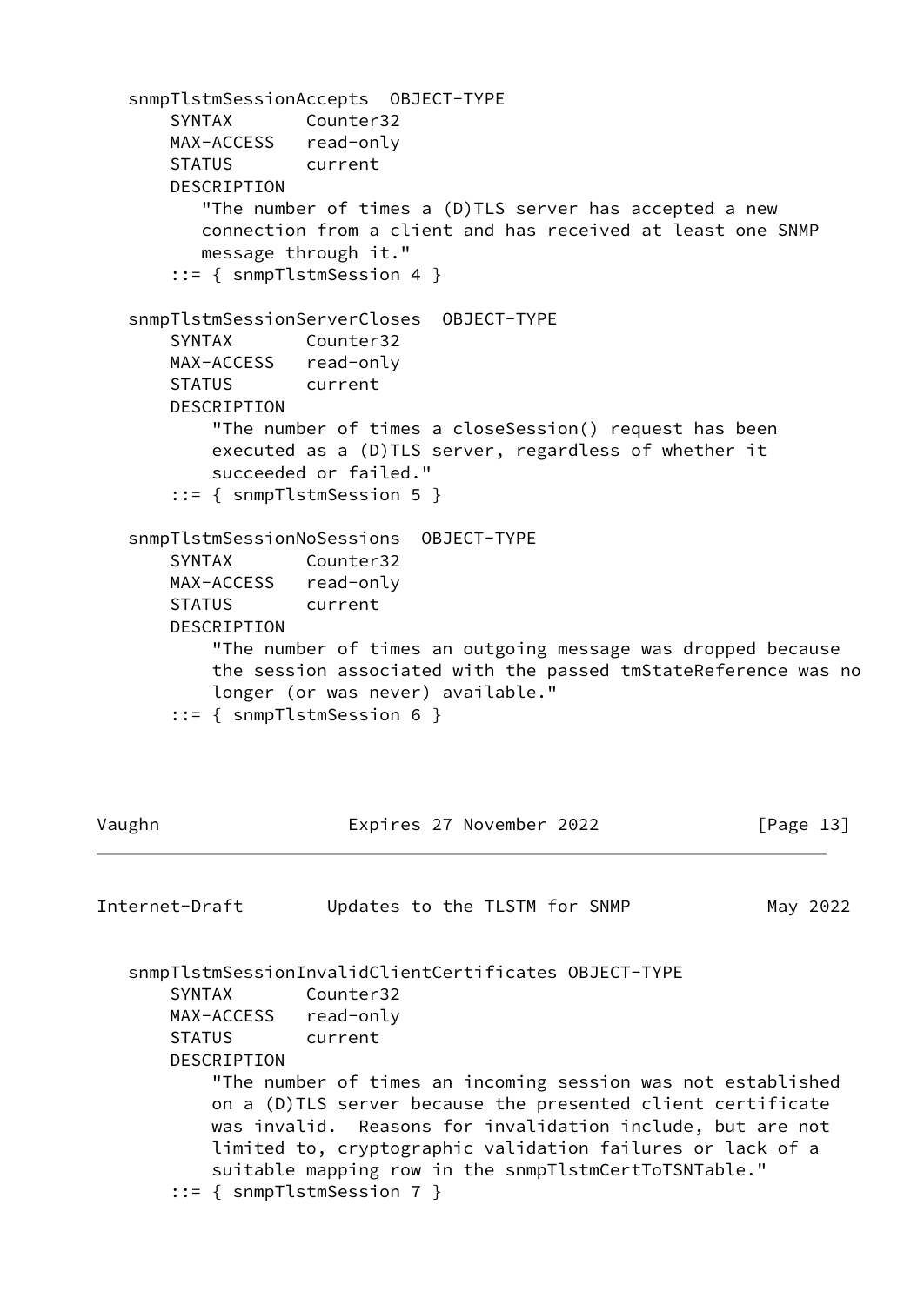```
   snmpTlstmSessionAccepts  OBJECT-TYPE
       SYNTAX       Counter32
       MAX-ACCESS   read-only
       STATUS       current
       DESCRIPTION
          "The number of times a (D)TLS server has accepted a new
          connection from a client and has received at least one SNMP
          message through it."
       ::= { snmpTlstmSession 4 }

   snmpTlstmSessionServerCloses  OBJECT-TYPE
       SYNTAX       Counter32
       MAX-ACCESS   read-only
       STATUS       current
       DESCRIPTION
           "The number of times a closeSession() request has been
           executed as a (D)TLS server, regardless of whether it
           succeeded or failed."
       ::= { snmpTlstmSession 5 }

   snmpTlstmSessionNoSessions  OBJECT-TYPE
       SYNTAX       Counter32
       MAX-ACCESS   read-only
       STATUS       current
       DESCRIPTION
           "The number of times an outgoing message was dropped because
           the session associated with the passed tmStateReference was no
           longer (or was never) available."
       ::= { snmpTlstmSession 6 }

   snmpTlstmSessionInvalidClientCertificates OBJECT-TYPE
       SYNTAX       Counter32
       MAX-ACCESS   read-only
       STATUS       current
       DESCRIPTION
           "The number of times an incoming session was not established
           on a (D)TLS server because the presented client certificate
           was invalid.  Reasons for invalidation include, but are not
           limited to, cryptographic validation failures or lack of a
           suitable mapping row in the snmpTlstmCertToTSNTable."
       ::= { snmpTlstmSession 7 }
```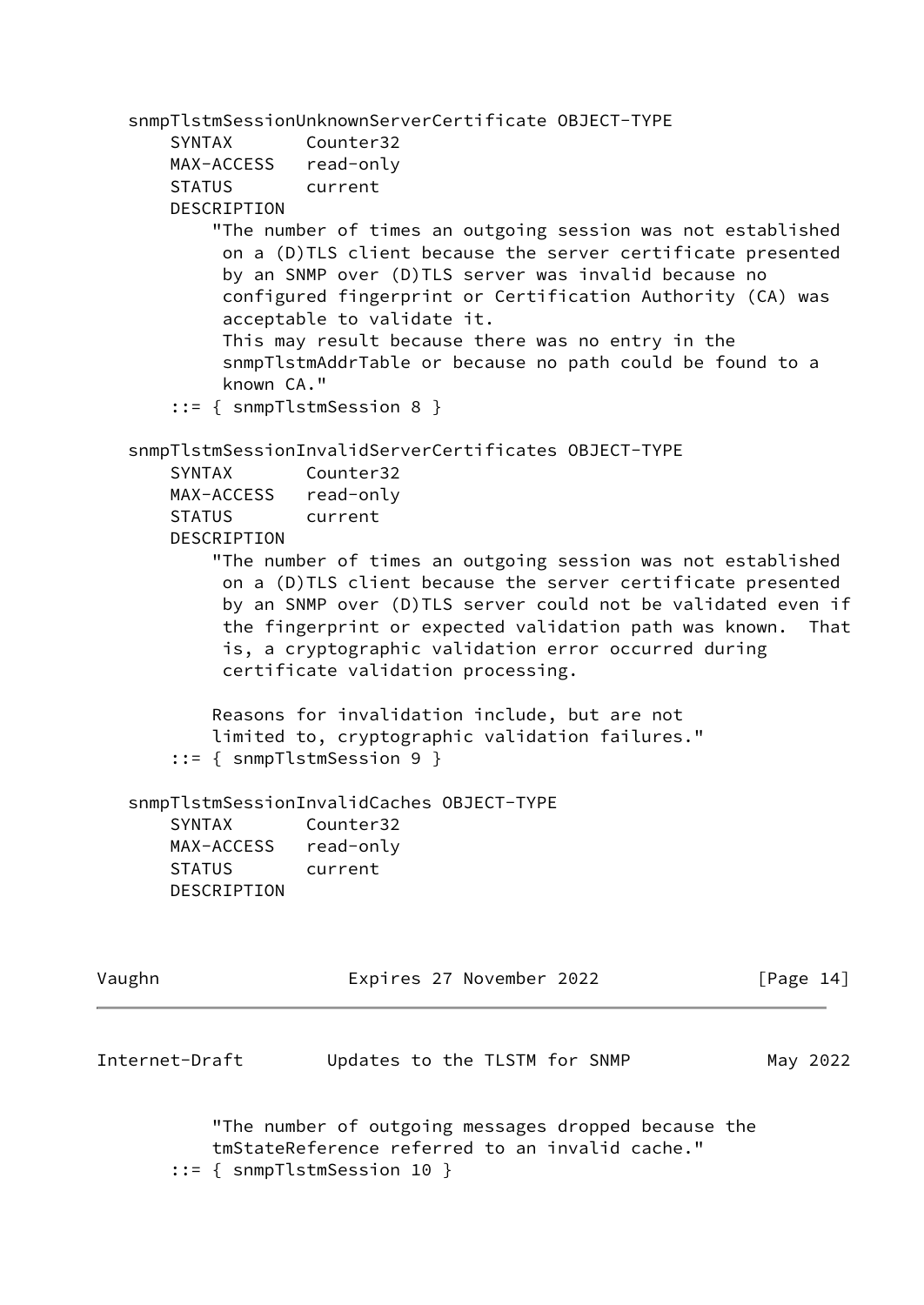```
   snmpTlstmSessionUnknownServerCertificate OBJECT-TYPE
       SYNTAX       Counter32
       MAX-ACCESS   read-only
       STATUS       current
       DESCRIPTION
           "The number of times an outgoing session was not established
            on a (D)TLS client because the server certificate presented
            by an SNMP over (D)TLS server was invalid because no
            configured fingerprint or Certification Authority (CA) was
            acceptable to validate it.
            This may result because there was no entry in the
            snmpTlstmAddrTable or because no path could be found to a
            known CA."
       ::= { snmpTlstmSession 8 }

   snmpTlstmSessionInvalidServerCertificates OBJECT-TYPE
       SYNTAX       Counter32
       MAX-ACCESS   read-only
       STATUS       current
       DESCRIPTION
           "The number of times an outgoing session was not established
            on a (D)TLS client because the server certificate presented
            by an SNMP over (D)TLS server could not be validated even if
            the fingerprint or expected validation path was known.  That
            is, a cryptographic validation error occurred during
            certificate validation processing.

           Reasons for invalidation include, but are not
           limited to, cryptographic validation failures."
       ::= { snmpTlstmSession 9 }

   snmpTlstmSessionInvalidCaches OBJECT-TYPE
       SYNTAX       Counter32
       MAX-ACCESS   read-only
       STATUS       current
       DESCRIPTION
           "The number of outgoing messages dropped because the
           tmStateReference referred to an invalid cache."
       ::= { snmpTlstmSession 10 }
```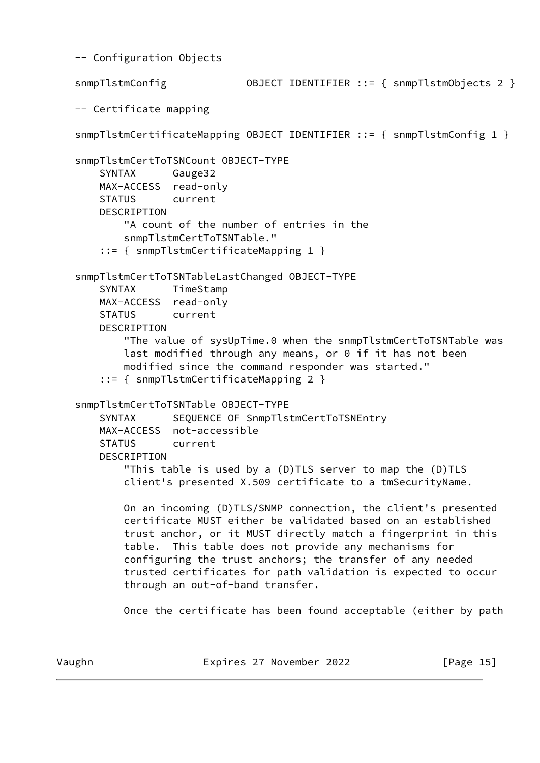```
   -- Configuration Objects

   snmpTlstmConfig             OBJECT IDENTIFIER ::= { snmpTlstmObjects 2 }

   -- Certificate mapping

   snmpTlstmCertificateMapping OBJECT IDENTIFIER ::= { snmpTlstmConfig 1 }

   snmpTlstmCertToTSNCount OBJECT-TYPE
       SYNTAX      Gauge32
       MAX-ACCESS  read-only
       STATUS      current
       DESCRIPTION
           "A count of the number of entries in the
           snmpTlstmCertToTSNTable."
       ::= { snmpTlstmCertificateMapping 1 }

   snmpTlstmCertToTSNTableLastChanged OBJECT-TYPE
       SYNTAX      TimeStamp
       MAX-ACCESS  read-only
       STATUS      current
       DESCRIPTION
           "The value of sysUpTime.0 when the snmpTlstmCertToTSNTable was
           last modified through any means, or 0 if it has not been
           modified since the command responder was started."
       ::= { snmpTlstmCertificateMapping 2 }

   snmpTlstmCertToTSNTable OBJECT-TYPE
       SYNTAX      SEQUENCE OF SnmpTlstmCertToTSNEntry
       MAX-ACCESS  not-accessible
       STATUS      current
       DESCRIPTION
           "This table is used by a (D)TLS server to map the (D)TLS
           client's presented X.509 certificate to a tmSecurityName.

           On an incoming (D)TLS/SNMP connection, the client's presented
           certificate MUST either be validated based on an established
           trust anchor, or it MUST directly match a fingerprint in this
           table.  This table does not provide any mechanisms for
           configuring the trust anchors; the transfer of any needed
           trusted certificates for path validation is expected to occur
           through an out-of-band transfer.

           Once the certificate has been found acceptable (either by path
```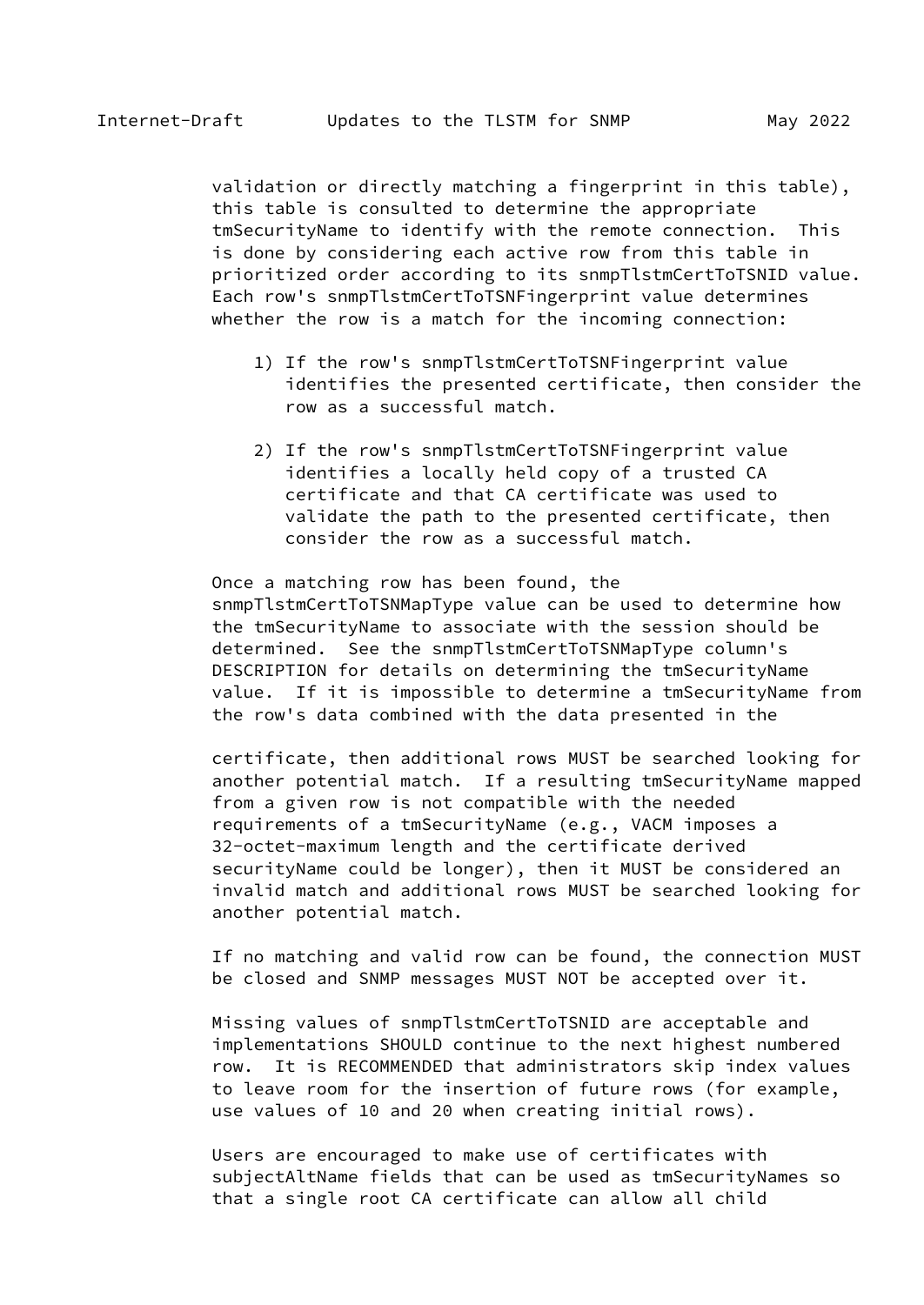validation or directly matching a fingerprint in this table), this table is consulted to determine the appropriate tmSecurityName to identify with the remote connection. This is done by considering each active row from this table in prioritized order according to its snmpTlstmCertToTSNID value. Each row's snmpTlstmCertToTSNFingerprint value determines whether the row is a match for the incoming connection:

1) If the row's snmpTlstmCertToTSNFingerprint value identifies the presented certificate, then consider the row as a successful match.

2) If the row's snmpTlstmCertToTSNFingerprint value identifies a locally held copy of a trusted CA certificate and that CA certificate was used to validate the path to the presented certificate, then consider the row as a successful match.

Once a matching row has been found, the snmpTlstmCertToTSNMapType value can be used to determine how the tmSecurityName to associate with the session should be determined. See the snmpTlstmCertToTSNMapType column's DESCRIPTION for details on determining the tmSecurityName value. If it is impossible to determine a tmSecurityName from the row's data combined with the data presented in the certificate, then additional rows MUST be searched looking for another potential match. If a resulting tmSecurityName mapped from a given row is not compatible with the needed requirements of a tmSecurityName (e.g., VACM imposes a 32-octet-maximum length and the certificate derived securityName could be longer), then it MUST be considered an invalid match and additional rows MUST be searched looking for another potential match.

If no matching and valid row can be found, the connection MUST be closed and SNMP messages MUST NOT be accepted over it.

Missing values of snmpTlstmCertToTSNID are acceptable and implementations SHOULD continue to the next highest numbered row. It is RECOMMENDED that administrators skip index values to leave room for the insertion of future rows (for example, use values of 10 and 20 when creating initial rows).

Users are encouraged to make use of certificates with subjectAltName fields that can be used as tmSecurityNames so that a single root CA certificate can allow all child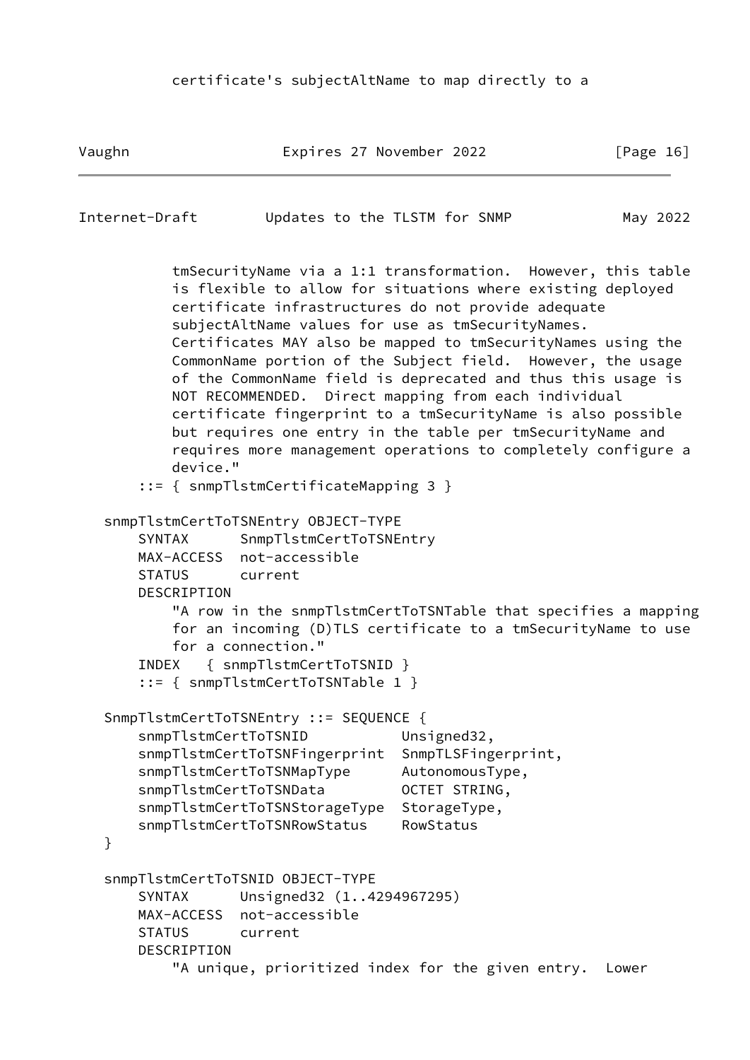```
          certificate's subjectAltName to map directly to a
```

```
          tmSecurityName via a 1:1 transformation.  However, this table
          is flexible to allow for situations where existing deployed
          certificate infrastructures do not provide adequate
          subjectAltName values for use as tmSecurityNames.
          Certificates MAY also be mapped to tmSecurityNames using the
          CommonName portion of the Subject field.  However, the usage
          of the CommonName field is deprecated and thus this usage is
          NOT RECOMMENDED.  Direct mapping from each individual
          certificate fingerprint to a tmSecurityName is also possible
          but requires one entry in the table per tmSecurityName and
          requires more management operations to completely configure a
          device."
      ::= { snmpTlstmCertificateMapping 3 }

   snmpTlstmCertToTSNEntry OBJECT-TYPE
       SYNTAX      SnmpTlstmCertToTSNEntry
       MAX-ACCESS  not-accessible
       STATUS      current
       DESCRIPTION
          "A row in the snmpTlstmCertToTSNTable that specifies a mapping
          for an incoming (D)TLS certificate to a tmSecurityName to use
          for a connection."
       INDEX   { snmpTlstmCertToTSNID }
       ::= { snmpTlstmCertToTSNTable 1 }

   SnmpTlstmCertToTSNEntry ::= SEQUENCE {
       snmpTlstmCertToTSNID           Unsigned32,
       snmpTlstmCertToTSNFingerprint  SnmpTLSFingerprint,
       snmpTlstmCertToTSNMapType      AutonomousType,
       snmpTlstmCertToTSNData         OCTET STRING,
       snmpTlstmCertToTSNStorageType  StorageType,
       snmpTlstmCertToTSNRowStatus    RowStatus
   }

   snmpTlstmCertToTSNID OBJECT-TYPE
       SYNTAX      Unsigned32 (1..4294967295)
       MAX-ACCESS  not-accessible
       STATUS      current
       DESCRIPTION
          "A unique, prioritized index for the given entry.  Lower
```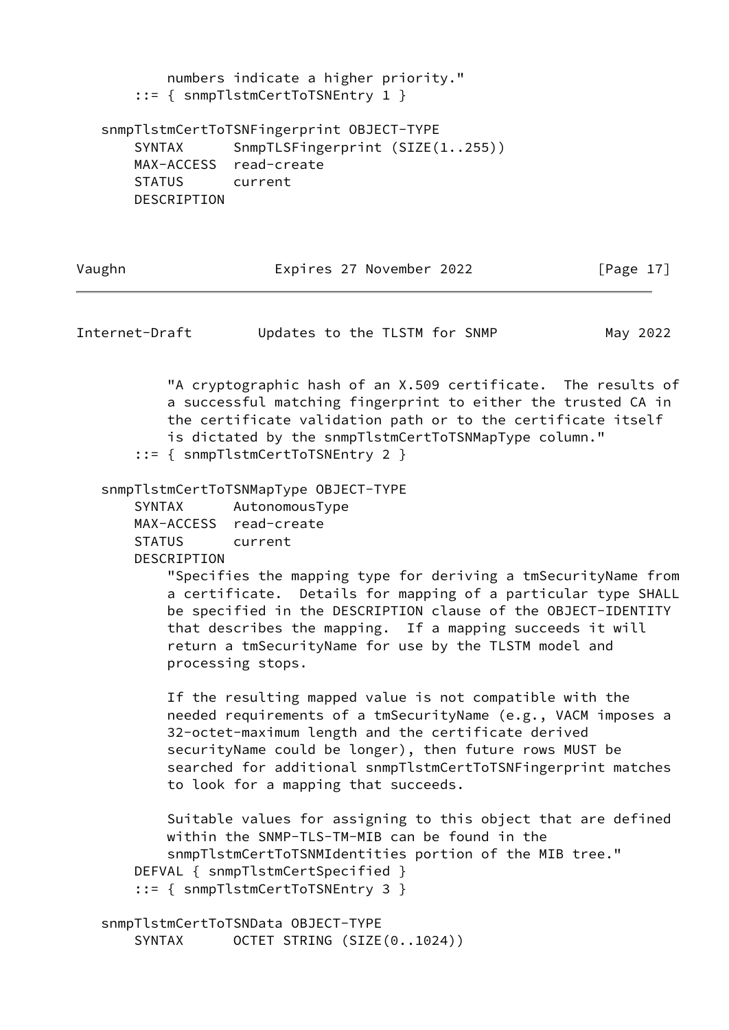```
          numbers indicate a higher priority."
      ::= { snmpTlstmCertToTSNEntry 1 }

  snmpTlstmCertToTSNFingerprint OBJECT-TYPE
      SYNTAX      SnmpTLSFingerprint (SIZE(1..255))
      MAX-ACCESS  read-create
      STATUS      current
      DESCRIPTION
          "A cryptographic hash of an X.509 certificate.  The results of
          a successful matching fingerprint to either the trusted CA in
          the certificate validation path or to the certificate itself
          is dictated by the snmpTlstmCertToTSNMapType column."
      ::= { snmpTlstmCertToTSNEntry 2 }

  snmpTlstmCertToTSNMapType OBJECT-TYPE
      SYNTAX      AutonomousType
      MAX-ACCESS  read-create
      STATUS      current
      DESCRIPTION
          "Specifies the mapping type for deriving a tmSecurityName from
          a certificate.  Details for mapping of a particular type SHALL
          be specified in the DESCRIPTION clause of the OBJECT-IDENTITY
          that describes the mapping.  If a mapping succeeds it will
          return a tmSecurityName for use by the TLSTM model and
          processing stops.

          If the resulting mapped value is not compatible with the
          needed requirements of a tmSecurityName (e.g., VACM imposes a
          32-octet-maximum length and the certificate derived
          securityName could be longer), then future rows MUST be
          searched for additional snmpTlstmCertToTSNFingerprint matches
          to look for a mapping that succeeds.

          Suitable values for assigning to this object that are defined
          within the SNMP-TLS-TM-MIB can be found in the
          snmpTlstmCertToTSNMIdentities portion of the MIB tree."
      DEFVAL { snmpTlstmCertSpecified }
      ::= { snmpTlstmCertToTSNEntry 3 }

  snmpTlstmCertToTSNData OBJECT-TYPE
      SYNTAX      OCTET STRING (SIZE(0..1024))
```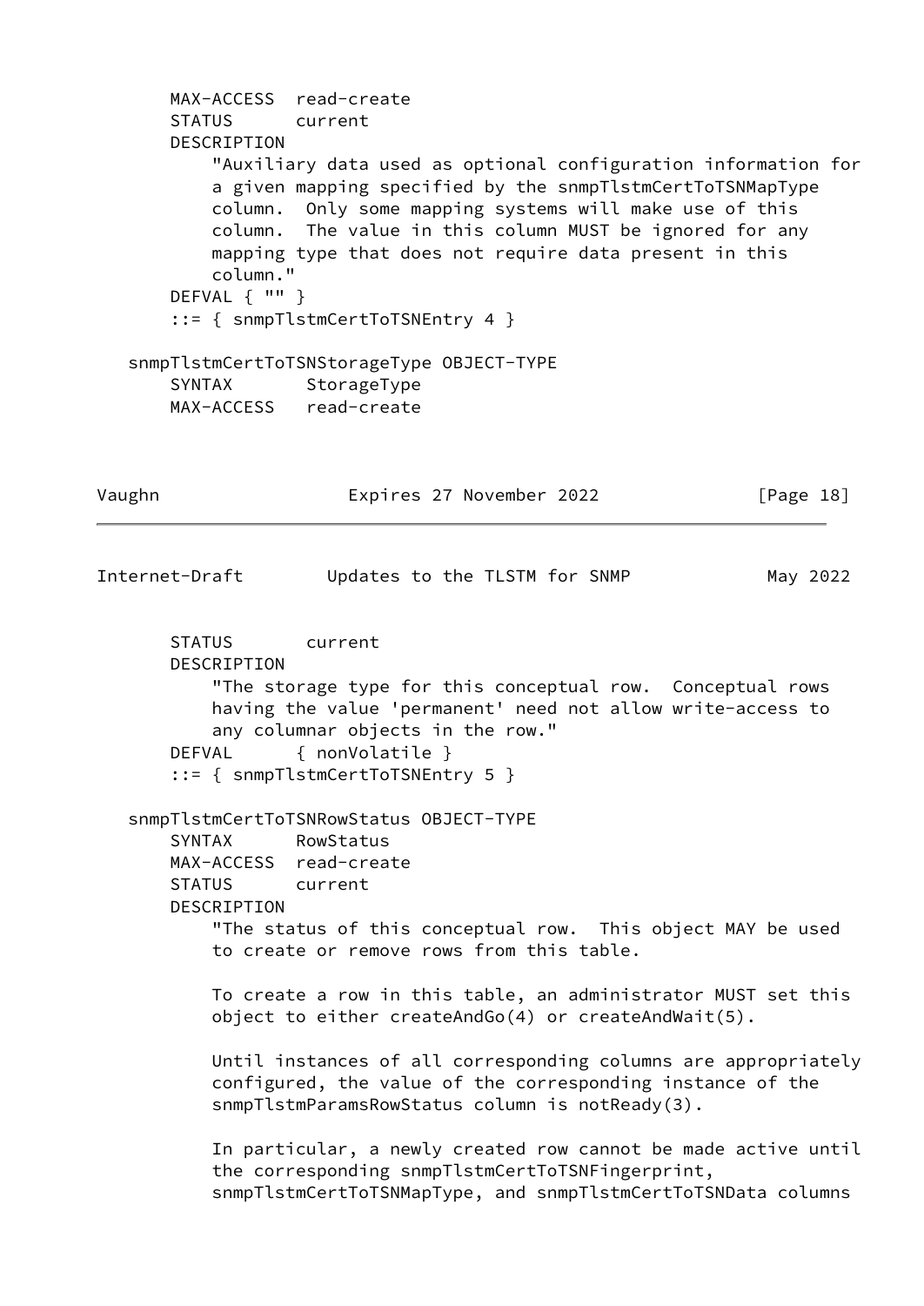```
       MAX-ACCESS  read-create
       STATUS      current
       DESCRIPTION
           "Auxiliary data used as optional configuration information for
           a given mapping specified by the snmpTlstmCertToTSNMapType
           column.  Only some mapping systems will make use of this
           column.  The value in this column MUST be ignored for any
           mapping type that does not require data present in this
           column."
       DEFVAL { "" }
       ::= { snmpTlstmCertToTSNEntry 4 }

   snmpTlstmCertToTSNStorageType OBJECT-TYPE
       SYNTAX       StorageType
       MAX-ACCESS   read-create
       STATUS       current
       DESCRIPTION
           "The storage type for this conceptual row.  Conceptual rows
           having the value 'permanent' need not allow write-access to
           any columnar objects in the row."
       DEFVAL      { nonVolatile }
       ::= { snmpTlstmCertToTSNEntry 5 }

   snmpTlstmCertToTSNRowStatus OBJECT-TYPE
       SYNTAX      RowStatus
       MAX-ACCESS  read-create
       STATUS      current
       DESCRIPTION
           "The status of this conceptual row.  This object MAY be used
           to create or remove rows from this table.

           To create a row in this table, an administrator MUST set this
           object to either createAndGo(4) or createAndWait(5).

           Until instances of all corresponding columns are appropriately
           configured, the value of the corresponding instance of the
           snmpTlstmParamsRowStatus column is notReady(3).

           In particular, a newly created row cannot be made active until
           the corresponding snmpTlstmCertToTSNFingerprint,
           snmpTlstmCertToTSNMapType, and snmpTlstmCertToTSNData columns
```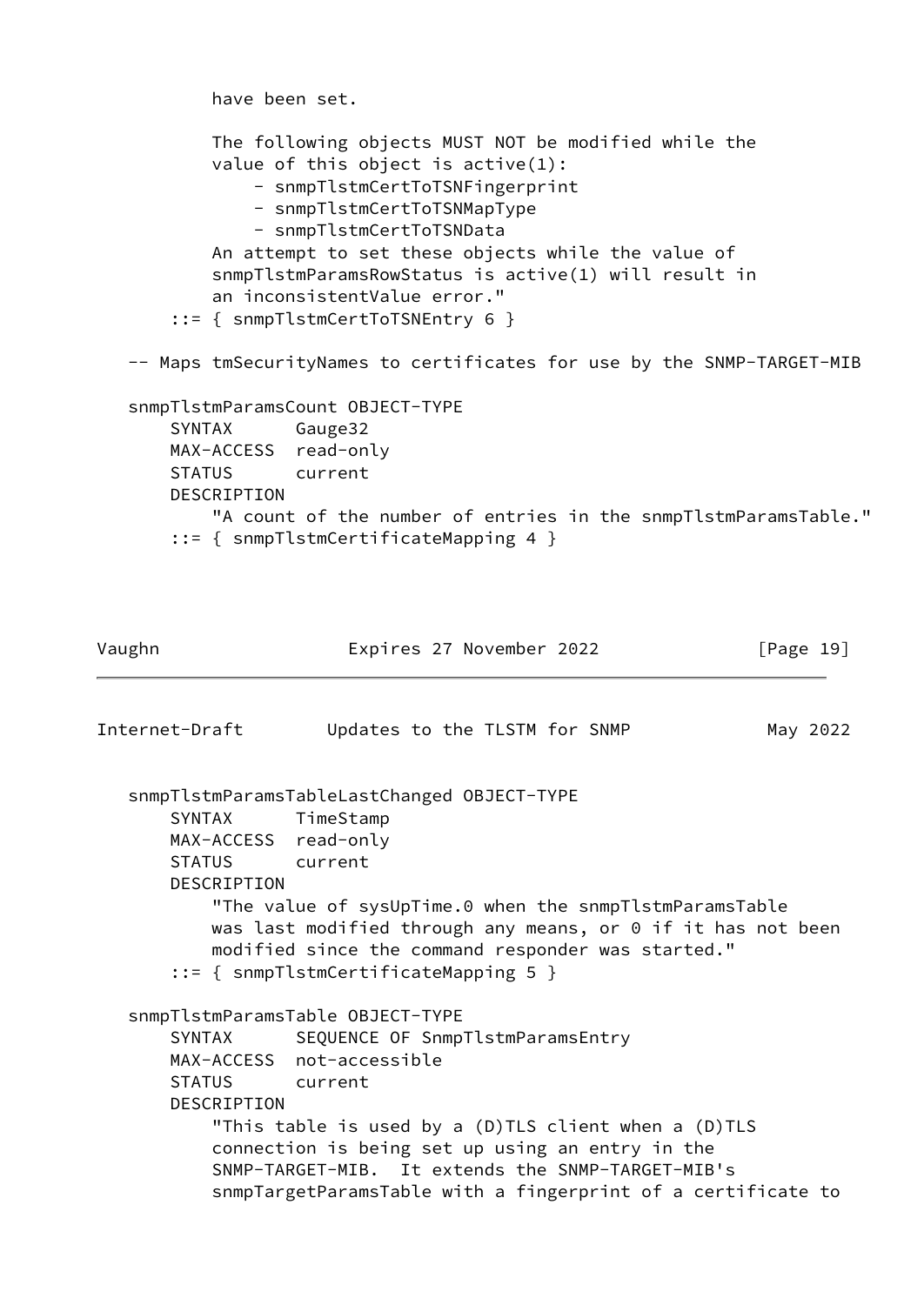```
          have been set.

          The following objects MUST NOT be modified while the
          value of this object is active(1):
              - snmpTlstmCertToTSNFingerprint
              - snmpTlstmCertToTSNMapType
              - snmpTlstmCertToTSNData
          An attempt to set these objects while the value of
          snmpTlstmParamsRowStatus is active(1) will result in
          an inconsistentValue error."
      ::= { snmpTlstmCertToTSNEntry 6 }

   -- Maps tmSecurityNames to certificates for use by the SNMP-TARGET-MIB

   snmpTlstmParamsCount OBJECT-TYPE
       SYNTAX      Gauge32
       MAX-ACCESS  read-only
       STATUS      current
       DESCRIPTION
           "A count of the number of entries in the snmpTlstmParamsTable."
       ::= { snmpTlstmCertificateMapping 4 }

   snmpTlstmParamsTableLastChanged OBJECT-TYPE
       SYNTAX      TimeStamp
       MAX-ACCESS  read-only
       STATUS      current
       DESCRIPTION
           "The value of sysUpTime.0 when the snmpTlstmParamsTable
           was last modified through any means, or 0 if it has not been
           modified since the command responder was started."
       ::= { snmpTlstmCertificateMapping 5 }

   snmpTlstmParamsTable OBJECT-TYPE
       SYNTAX      SEQUENCE OF SnmpTlstmParamsEntry
       MAX-ACCESS  not-accessible
       STATUS      current
       DESCRIPTION
           "This table is used by a (D)TLS client when a (D)TLS
           connection is being set up using an entry in the
           SNMP-TARGET-MIB.  It extends the SNMP-TARGET-MIB's
           snmpTargetParamsTable with a fingerprint of a certificate to
```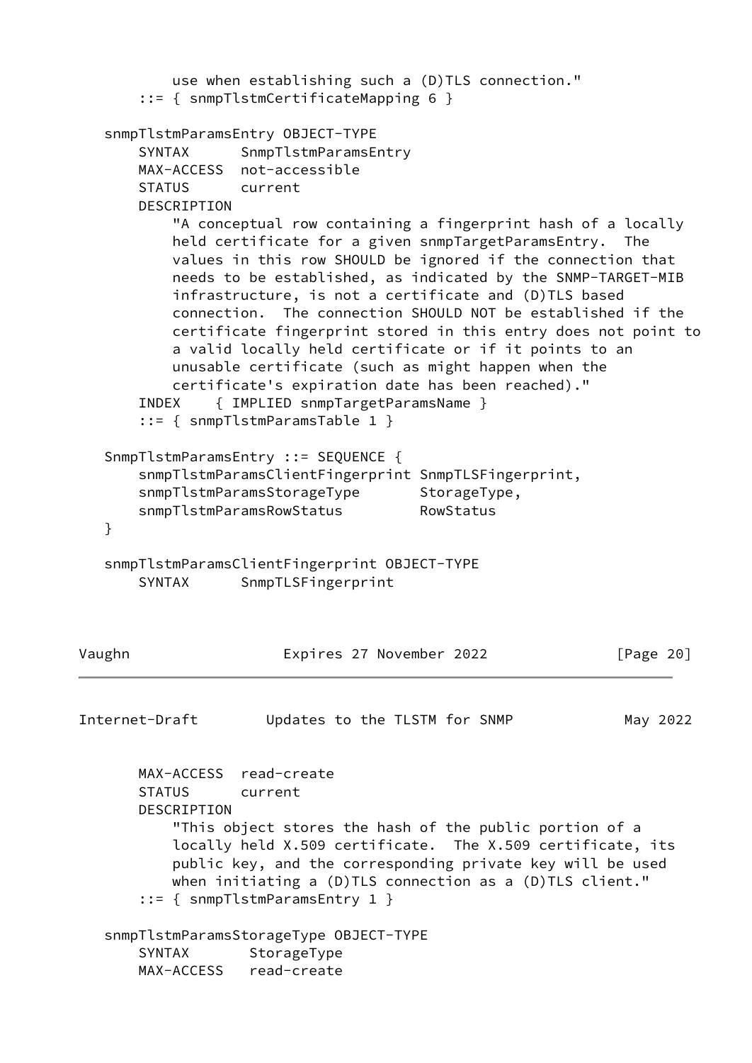```
           use when establishing such a (D)TLS connection."
       ::= { snmpTlstmCertificateMapping 6 }

   snmpTlstmParamsEntry OBJECT-TYPE
       SYNTAX      SnmpTlstmParamsEntry
       MAX-ACCESS  not-accessible
       STATUS      current
       DESCRIPTION
           "A conceptual row containing a fingerprint hash of a locally
           held certificate for a given snmpTargetParamsEntry.  The
           values in this row SHOULD be ignored if the connection that
           needs to be established, as indicated by the SNMP-TARGET-MIB
           infrastructure, is not a certificate and (D)TLS based
           connection.  The connection SHOULD NOT be established if the
           certificate fingerprint stored in this entry does not point to
           a valid locally held certificate or if it points to an
           unusable certificate (such as might happen when the
           certificate's expiration date has been reached)."
       INDEX    { IMPLIED snmpTargetParamsName }
       ::= { snmpTlstmParamsTable 1 }

   SnmpTlstmParamsEntry ::= SEQUENCE {
       snmpTlstmParamsClientFingerprint SnmpTLSFingerprint,
       snmpTlstmParamsStorageType       StorageType,
       snmpTlstmParamsRowStatus         RowStatus
   }

   snmpTlstmParamsClientFingerprint OBJECT-TYPE
       SYNTAX      SnmpTLSFingerprint
       MAX-ACCESS  read-create
       STATUS      current
       DESCRIPTION
           "This object stores the hash of the public portion of a
           locally held X.509 certificate.  The X.509 certificate, its
           public key, and the corresponding private key will be used
           when initiating a (D)TLS connection as a (D)TLS client."
       ::= { snmpTlstmParamsEntry 1 }

   snmpTlstmParamsStorageType OBJECT-TYPE
       SYNTAX       StorageType
       MAX-ACCESS   read-create
```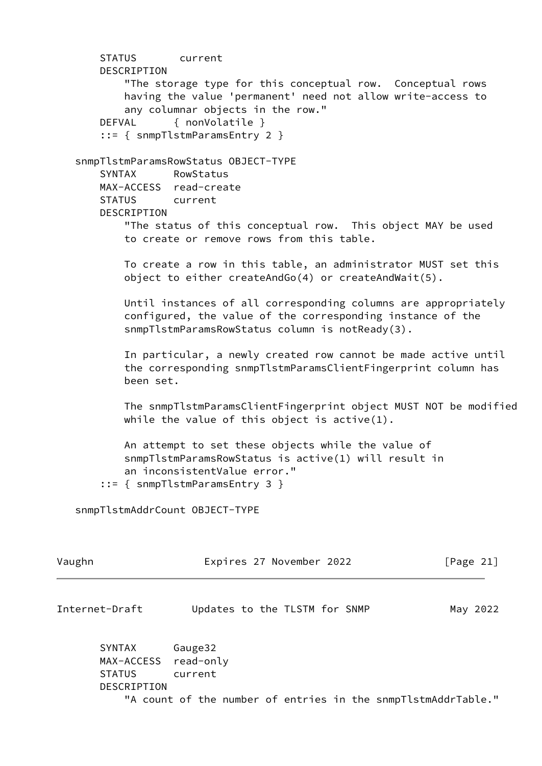```
       STATUS       current
       DESCRIPTION
           "The storage type for this conceptual row.  Conceptual rows
           having the value 'permanent' need not allow write-access to
           any columnar objects in the row."
       DEFVAL      { nonVolatile }
       ::= { snmpTlstmParamsEntry 2 }

   snmpTlstmParamsRowStatus OBJECT-TYPE
       SYNTAX      RowStatus
       MAX-ACCESS  read-create
       STATUS      current
       DESCRIPTION
           "The status of this conceptual row.  This object MAY be used
           to create or remove rows from this table.

           To create a row in this table, an administrator MUST set this
           object to either createAndGo(4) or createAndWait(5).

           Until instances of all corresponding columns are appropriately
           configured, the value of the corresponding instance of the
           snmpTlstmParamsRowStatus column is notReady(3).

           In particular, a newly created row cannot be made active until
           the corresponding snmpTlstmParamsClientFingerprint column has
           been set.

           The snmpTlstmParamsClientFingerprint object MUST NOT be modified
           while the value of this object is active(1).

           An attempt to set these objects while the value of
           snmpTlstmParamsRowStatus is active(1) will result in
           an inconsistentValue error."
       ::= { snmpTlstmParamsEntry 3 }

   snmpTlstmAddrCount OBJECT-TYPE
       SYNTAX      Gauge32
       MAX-ACCESS  read-only
       STATUS      current
       DESCRIPTION
           "A count of the number of entries in the snmpTlstmAddrTable."
```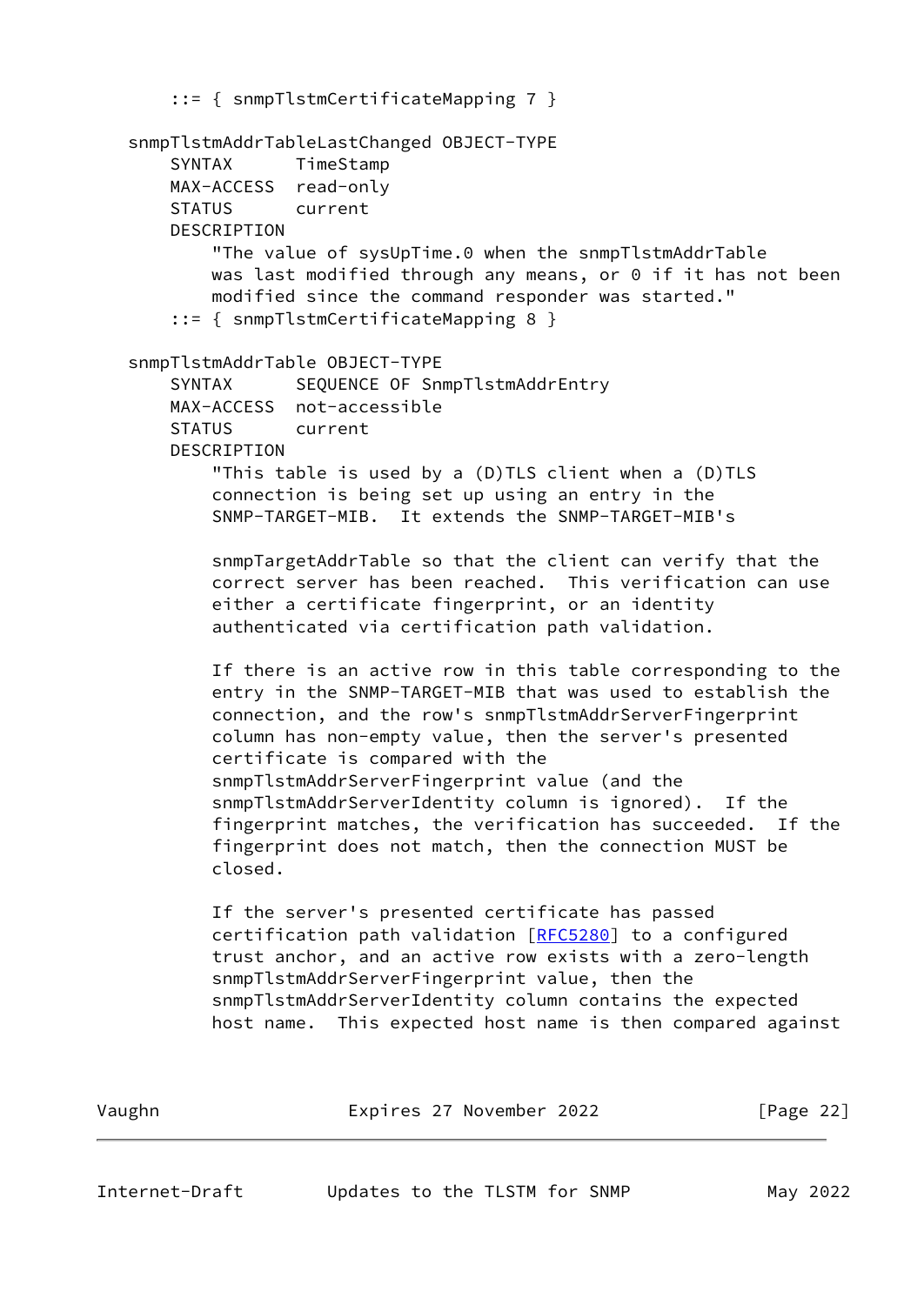```
    ::= { snmpTlstmCertificateMapping 7 }

snmpTlstmAddrTableLastChanged OBJECT-TYPE
    SYNTAX      TimeStamp
    MAX-ACCESS  read-only
    STATUS      current
    DESCRIPTION
        "The value of sysUpTime.0 when the snmpTlstmAddrTable
        was last modified through any means, or 0 if it has not been
        modified since the command responder was started."
    ::= { snmpTlstmCertificateMapping 8 }

snmpTlstmAddrTable OBJECT-TYPE
    SYNTAX      SEQUENCE OF SnmpTlstmAddrEntry
    MAX-ACCESS  not-accessible
    STATUS      current
    DESCRIPTION
        "This table is used by a (D)TLS client when a (D)TLS
        connection is being set up using an entry in the
        SNMP-TARGET-MIB.  It extends the SNMP-TARGET-MIB's

        snmpTargetAddrTable so that the client can verify that the
        correct server has been reached.  This verification can use
        either a certificate fingerprint, or an identity
        authenticated via certification path validation.

        If there is an active row in this table corresponding to the
        entry in the SNMP-TARGET-MIB that was used to establish the
        connection, and the row's snmpTlstmAddrServerFingerprint
        column has non-empty value, then the server's presented
        certificate is compared with the
        snmpTlstmAddrServerFingerprint value (and the
        snmpTlstmAddrServerIdentity column is ignored).  If the
        fingerprint matches, the verification has succeeded.  If the
        fingerprint does not match, then the connection MUST be
        closed.

        If the server's presented certificate has passed
        certification path validation [RFC5280] to a configured
        trust anchor, and an active row exists with a zero-length
        snmpTlstmAddrServerFingerprint value, then the
        snmpTlstmAddrServerIdentity column contains the expected
        host name.  This expected host name is then compared against
```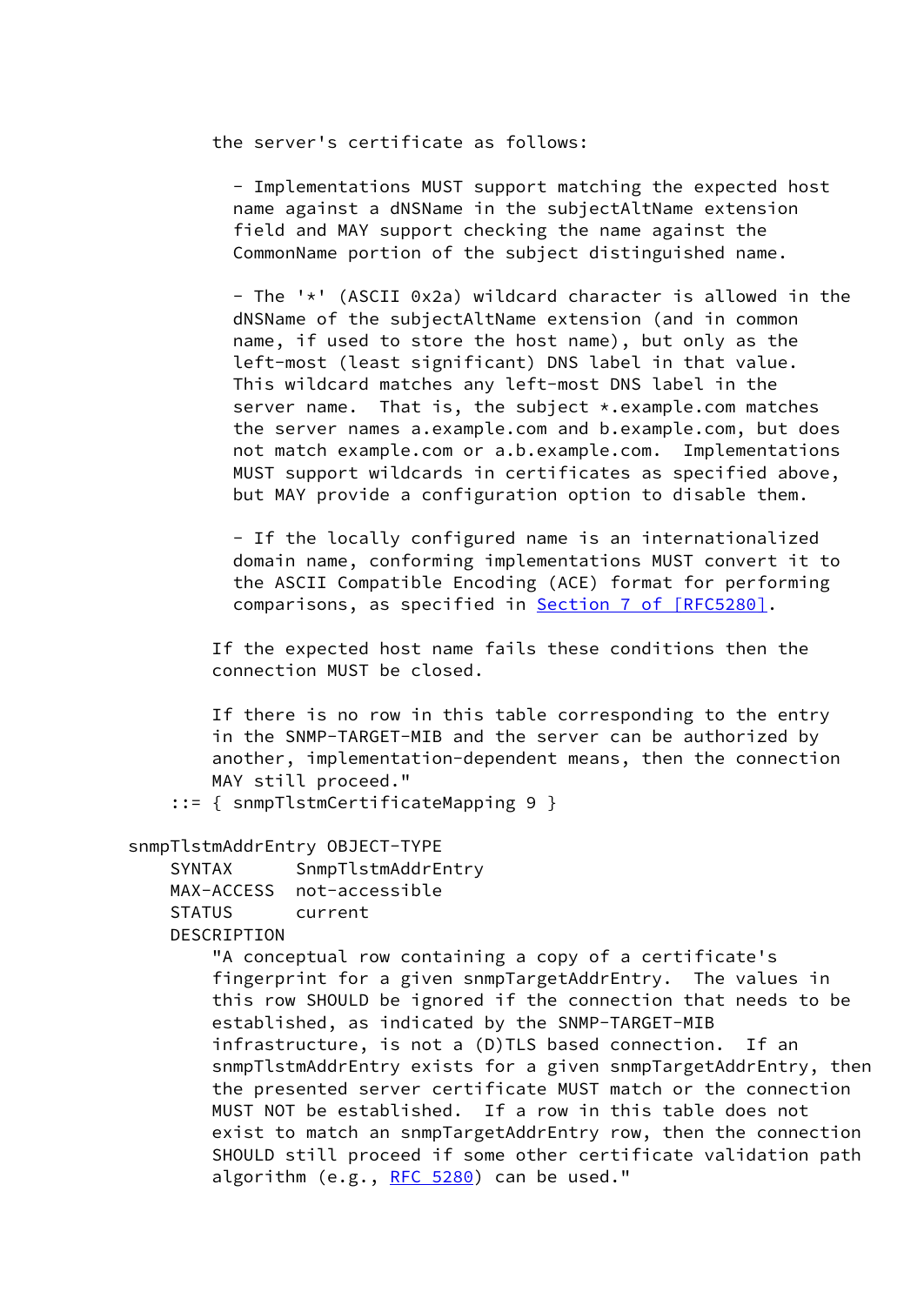```
        the server's certificate as follows:

          - Implementations MUST support matching the expected host
          name against a dNSName in the subjectAltName extension
          field and MAY support checking the name against the
          CommonName portion of the subject distinguished name.

          - The '*' (ASCII 0x2a) wildcard character is allowed in the
          dNSName of the subjectAltName extension (and in common
          name, if used to store the host name), but only as the
          left-most (least significant) DNS label in that value.
          This wildcard matches any left-most DNS label in the
          server name.  That is, the subject *.example.com matches
          the server names a.example.com and b.example.com, but does
          not match example.com or a.b.example.com.  Implementations
          MUST support wildcards in certificates as specified above,
          but MAY provide a configuration option to disable them.

          - If the locally configured name is an internationalized
          domain name, conforming implementations MUST convert it to
          the ASCII Compatible Encoding (ACE) format for performing
          comparisons, as specified in Section 7 of [RFC5280].

        If the expected host name fails these conditions then the
        connection MUST be closed.

        If there is no row in this table corresponding to the entry
        in the SNMP-TARGET-MIB and the server can be authorized by
        another, implementation-dependent means, then the connection
        MAY still proceed."
    ::= { snmpTlstmCertificateMapping 9 }

snmpTlstmAddrEntry OBJECT-TYPE
    SYNTAX      SnmpTlstmAddrEntry
    MAX-ACCESS  not-accessible
    STATUS      current
    DESCRIPTION
        "A conceptual row containing a copy of a certificate's
        fingerprint for a given snmpTargetAddrEntry.  The values in
        this row SHOULD be ignored if the connection that needs to be
        established, as indicated by the SNMP-TARGET-MIB
        infrastructure, is not a (D)TLS based connection.  If an
        snmpTlstmAddrEntry exists for a given snmpTargetAddrEntry, then
        the presented server certificate MUST match or the connection
        MUST NOT be established.  If a row in this table does not
        exist to match an snmpTargetAddrEntry row, then the connection
        SHOULD still proceed if some other certificate validation path
        algorithm (e.g., RFC 5280) can be used."
```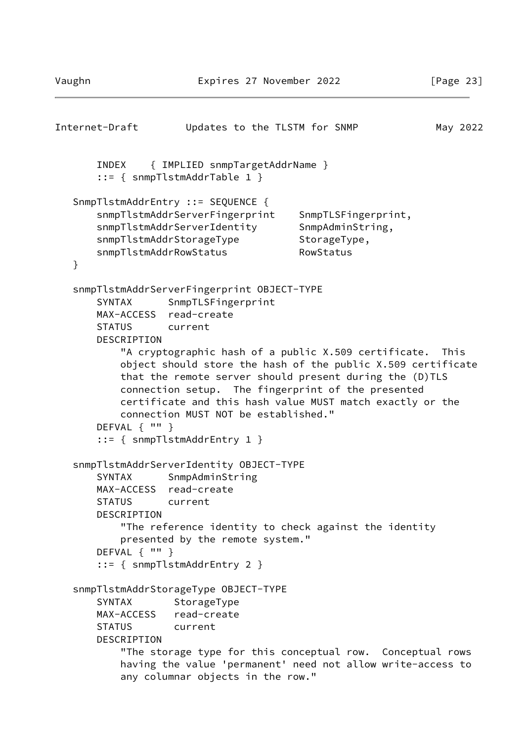```
       INDEX    { IMPLIED snmpTargetAddrName }
       ::= { snmpTlstmAddrTable 1 }

   SnmpTlstmAddrEntry ::= SEQUENCE {
       snmpTlstmAddrServerFingerprint    SnmpTLSFingerprint,
       snmpTlstmAddrServerIdentity       SnmpAdminString,
       snmpTlstmAddrStorageType          StorageType,
       snmpTlstmAddrRowStatus            RowStatus
   }

   snmpTlstmAddrServerFingerprint OBJECT-TYPE
       SYNTAX      SnmpTLSFingerprint
       MAX-ACCESS  read-create
       STATUS      current
       DESCRIPTION
           "A cryptographic hash of a public X.509 certificate.  This
           object should store the hash of the public X.509 certificate
           that the remote server should present during the (D)TLS
           connection setup.  The fingerprint of the presented
           certificate and this hash value MUST match exactly or the
           connection MUST NOT be established."
       DEFVAL { "" }
       ::= { snmpTlstmAddrEntry 1 }

   snmpTlstmAddrServerIdentity OBJECT-TYPE
       SYNTAX      SnmpAdminString
       MAX-ACCESS  read-create
       STATUS      current
       DESCRIPTION
           "The reference identity to check against the identity
           presented by the remote system."
       DEFVAL { "" }
       ::= { snmpTlstmAddrEntry 2 }

   snmpTlstmAddrStorageType OBJECT-TYPE
       SYNTAX       StorageType
       MAX-ACCESS   read-create
       STATUS       current
       DESCRIPTION
           "The storage type for this conceptual row.  Conceptual rows
           having the value 'permanent' need not allow write-access to
           any columnar objects in the row."
```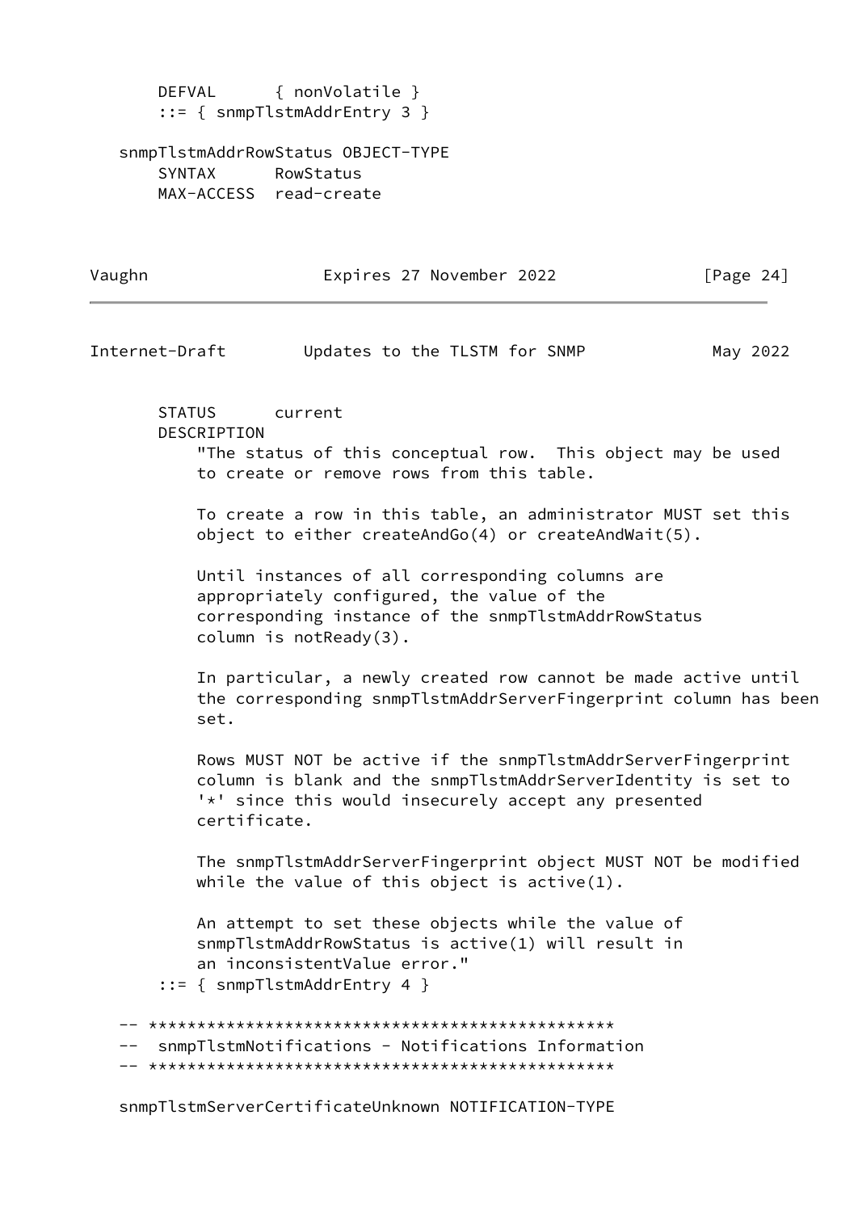```
       DEFVAL      { nonVolatile }
       ::= { snmpTlstmAddrEntry 3 }

   snmpTlstmAddrRowStatus OBJECT-TYPE
       SYNTAX      RowStatus
       MAX-ACCESS  read-create
       STATUS      current
       DESCRIPTION
           "The status of this conceptual row.  This object may be used
           to create or remove rows from this table.

           To create a row in this table, an administrator MUST set this
           object to either createAndGo(4) or createAndWait(5).

           Until instances of all corresponding columns are
           appropriately configured, the value of the
           corresponding instance of the snmpTlstmAddrRowStatus
           column is notReady(3).

           In particular, a newly created row cannot be made active until
           the corresponding snmpTlstmAddrServerFingerprint column has been
           set.

           Rows MUST NOT be active if the snmpTlstmAddrServerFingerprint
           column is blank and the snmpTlstmAddrServerIdentity is set to
           '*' since this would insecurely accept any presented
           certificate.

           The snmpTlstmAddrServerFingerprint object MUST NOT be modified
           while the value of this object is active(1).

           An attempt to set these objects while the value of
           snmpTlstmAddrRowStatus is active(1) will result in
           an inconsistentValue error."
       ::= { snmpTlstmAddrEntry 4 }

   -- ************************************************
   --  snmpTlstmNotifications - Notifications Information
   -- ************************************************

   snmpTlstmServerCertificateUnknown NOTIFICATION-TYPE
```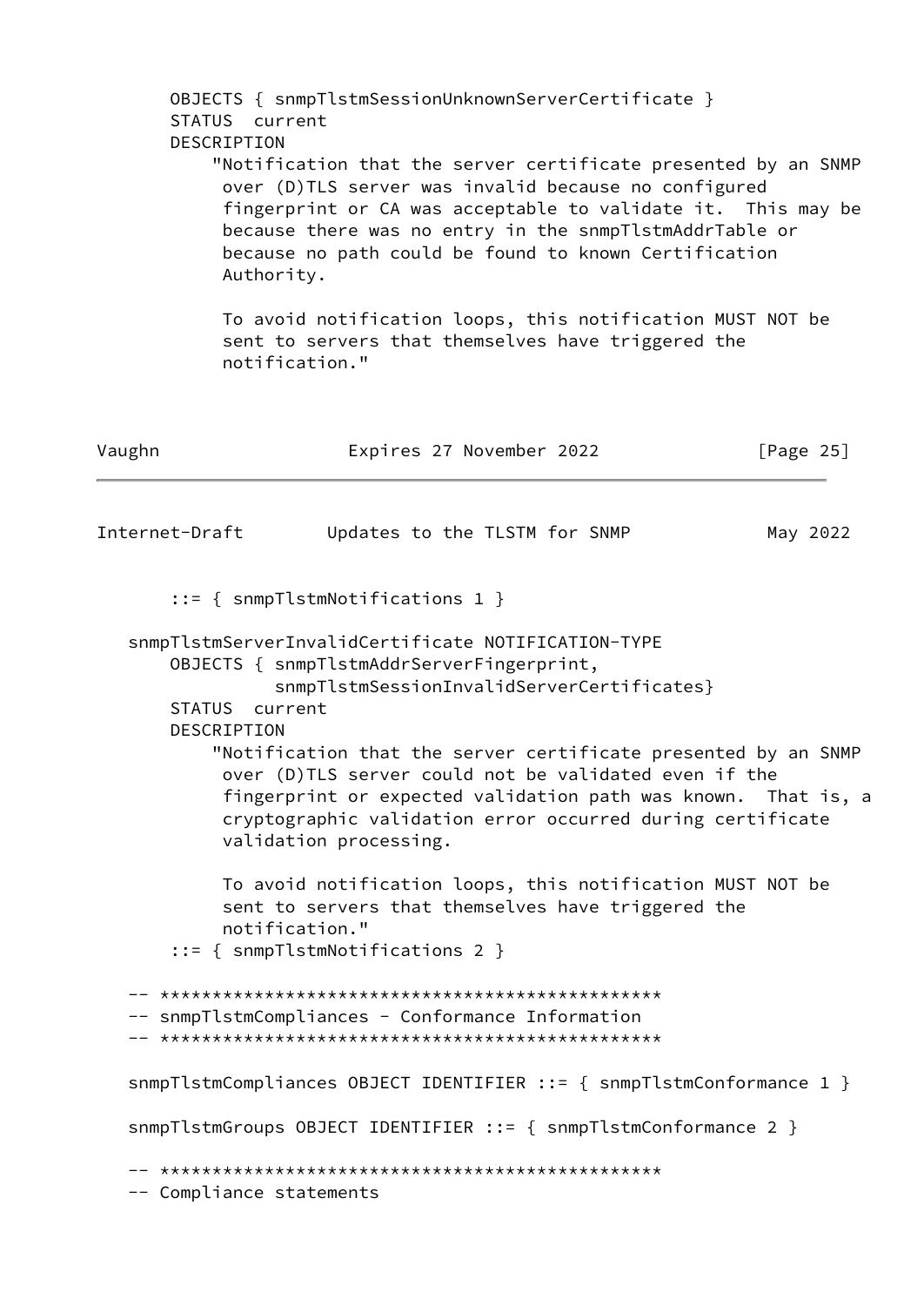```
      OBJECTS { snmpTlstmSessionUnknownServerCertificate }
      STATUS  current
      DESCRIPTION
          "Notification that the server certificate presented by an SNMP
           over (D)TLS server was invalid because no configured
           fingerprint or CA was acceptable to validate it.  This may be
           because there was no entry in the snmpTlstmAddrTable or
           because no path could be found to known Certification
           Authority.

           To avoid notification loops, this notification MUST NOT be
           sent to servers that themselves have triggered the
           notification."
```

```
      ::= { snmpTlstmNotifications 1 }

  snmpTlstmServerInvalidCertificate NOTIFICATION-TYPE
      OBJECTS { snmpTlstmAddrServerFingerprint,
                snmpTlstmSessionInvalidServerCertificates}
      STATUS  current
      DESCRIPTION
          "Notification that the server certificate presented by an SNMP
           over (D)TLS server could not be validated even if the
           fingerprint or expected validation path was known.  That is, a
           cryptographic validation error occurred during certificate
           validation processing.

           To avoid notification loops, this notification MUST NOT be
           sent to servers that themselves have triggered the
           notification."
      ::= { snmpTlstmNotifications 2 }

  -- ************************************************
  -- snmpTlstmCompliances - Conformance Information
  -- ************************************************

  snmpTlstmCompliances OBJECT IDENTIFIER ::= { snmpTlstmConformance 1 }

  snmpTlstmGroups OBJECT IDENTIFIER ::= { snmpTlstmConformance 2 }

  -- ************************************************
  -- Compliance statements
```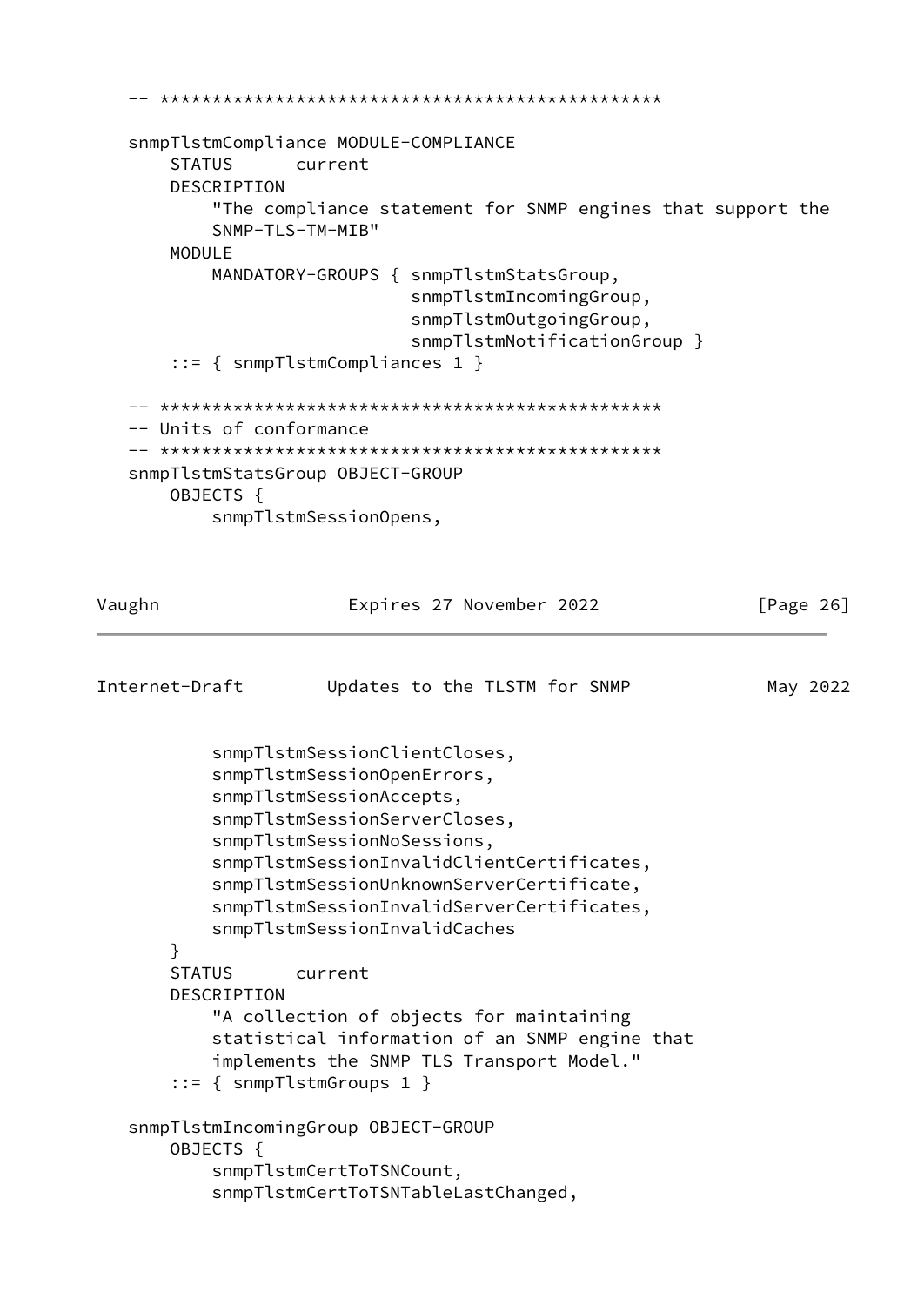```
-- ************************************************

snmpTlstmCompliance MODULE-COMPLIANCE
    STATUS      current
    DESCRIPTION
        "The compliance statement for SNMP engines that support the
        SNMP-TLS-TM-MIB"
    MODULE
        MANDATORY-GROUPS { snmpTlstmStatsGroup,
                           snmpTlstmIncomingGroup,
                           snmpTlstmOutgoingGroup,
                           snmpTlstmNotificationGroup }
    ::= { snmpTlstmCompliances 1 }

-- ************************************************
-- Units of conformance
-- ************************************************
snmpTlstmStatsGroup OBJECT-GROUP
    OBJECTS {
        snmpTlstmSessionOpens,
        snmpTlstmSessionClientCloses,
        snmpTlstmSessionOpenErrors,
        snmpTlstmSessionAccepts,
        snmpTlstmSessionServerCloses,
        snmpTlstmSessionNoSessions,
        snmpTlstmSessionInvalidClientCertificates,
        snmpTlstmSessionUnknownServerCertificate,
        snmpTlstmSessionInvalidServerCertificates,
        snmpTlstmSessionInvalidCaches
    }
    STATUS      current
    DESCRIPTION
        "A collection of objects for maintaining
        statistical information of an SNMP engine that
        implements the SNMP TLS Transport Model."
    ::= { snmpTlstmGroups 1 }

snmpTlstmIncomingGroup OBJECT-GROUP
    OBJECTS {
        snmpTlstmCertToTSNCount,
        snmpTlstmCertToTSNTableLastChanged,
```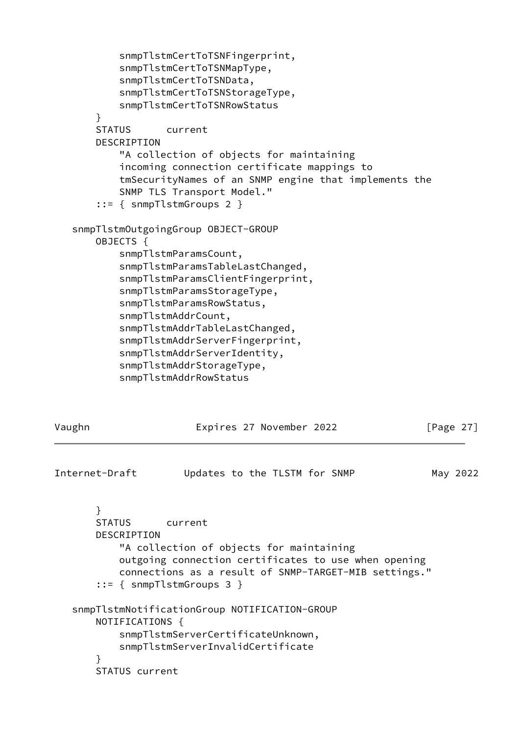```
           snmpTlstmCertToTSNFingerprint,
           snmpTlstmCertToTSNMapType,
           snmpTlstmCertToTSNData,
           snmpTlstmCertToTSNStorageType,
           snmpTlstmCertToTSNRowStatus
       }
       STATUS      current
       DESCRIPTION
           "A collection of objects for maintaining
           incoming connection certificate mappings to
           tmSecurityNames of an SNMP engine that implements the
           SNMP TLS Transport Model."
       ::= { snmpTlstmGroups 2 }

   snmpTlstmOutgoingGroup OBJECT-GROUP
       OBJECTS {
           snmpTlstmParamsCount,
           snmpTlstmParamsTableLastChanged,
           snmpTlstmParamsClientFingerprint,
           snmpTlstmParamsStorageType,
           snmpTlstmParamsRowStatus,
           snmpTlstmAddrCount,
           snmpTlstmAddrTableLastChanged,
           snmpTlstmAddrServerFingerprint,
           snmpTlstmAddrServerIdentity,
           snmpTlstmAddrStorageType,
           snmpTlstmAddrRowStatus
       }
       STATUS      current
       DESCRIPTION
           "A collection of objects for maintaining
           outgoing connection certificates to use when opening
           connections as a result of SNMP-TARGET-MIB settings."
       ::= { snmpTlstmGroups 3 }

   snmpTlstmNotificationGroup NOTIFICATION-GROUP
       NOTIFICATIONS {
           snmpTlstmServerCertificateUnknown,
           snmpTlstmServerInvalidCertificate
       }
       STATUS current
```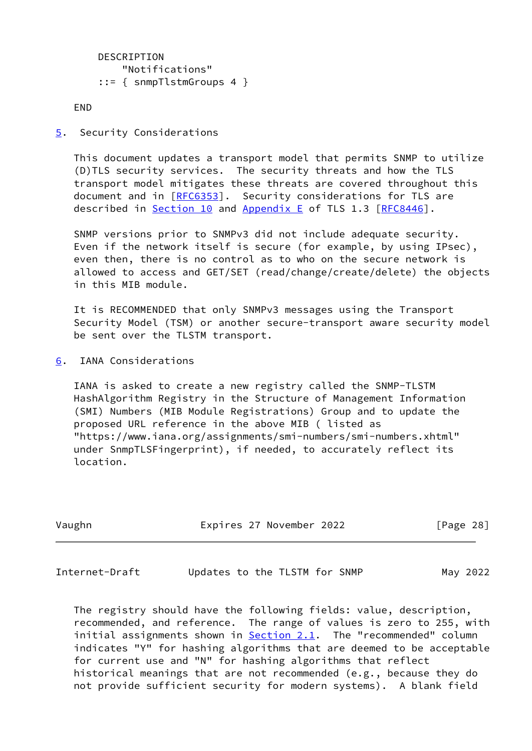```
    DESCRIPTION
        "Notifications"
    ::= { snmpTlstmGroups 4 }

END
```

## 5. Security Considerations

This document updates a transport model that permits SNMP to utilize (D)TLS security services. The security threats and how the TLS transport model mitigates these threats are covered throughout this document and in [RFC6353]. Security considerations for TLS are described in Section 10 and Appendix E of TLS 1.3 [RFC8446].

SNMP versions prior to SNMPv3 did not include adequate security. Even if the network itself is secure (for example, by using IPsec), even then, there is no control as to who on the secure network is allowed to access and GET/SET (read/change/create/delete) the objects in this MIB module.

It is RECOMMENDED that only SNMPv3 messages using the Transport Security Model (TSM) or another secure-transport aware security model be sent over the TLSTM transport.

## 6. IANA Considerations

IANA is asked to create a new registry called the SNMP-TLSTM HashAlgorithm Registry in the Structure of Management Information (SMI) Numbers (MIB Module Registrations) Group and to update the proposed URL reference in the above MIB ( listed as "https://www.iana.org/assignments/smi-numbers/smi-numbers.xhtml" under SnmpTLSFingerprint), if needed, to accurately reflect its location.

The registry should have the following fields: value, description, recommended, and reference. The range of values is zero to 255, with initial assignments shown in Section 2.1. The "recommended" column indicates "Y" for hashing algorithms that are deemed to be acceptable for current use and "N" for hashing algorithms that reflect historical meanings that are not recommended (e.g., because they do not provide sufficient security for modern systems). A blank field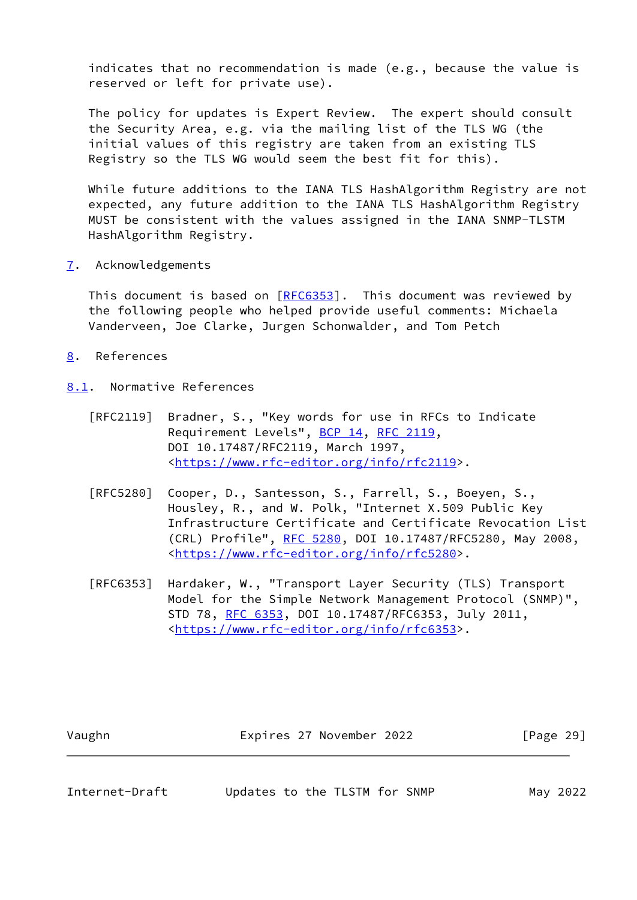indicates that no recommendation is made (e.g., because the value is reserved or left for private use).

The policy for updates is Expert Review. The expert should consult the Security Area, e.g. via the mailing list of the TLS WG (the initial values of this registry are taken from an existing TLS Registry so the TLS WG would seem the best fit for this).

While future additions to the IANA TLS HashAlgorithm Registry are not expected, any future addition to the IANA TLS HashAlgorithm Registry MUST be consistent with the values assigned in the IANA SNMP-TLSTM HashAlgorithm Registry.

## 7. Acknowledgements

This document is based on [RFC6353]. This document was reviewed by the following people who helped provide useful comments: Michaela Vanderveen, Joe Clarke, Jurgen Schonwalder, and Tom Petch

## 8. References

### 8.1. Normative References

[RFC2119] Bradner, S., "Key words for use in RFCs to Indicate Requirement Levels", BCP 14, RFC 2119, DOI 10.17487/RFC2119, March 1997, <https://www.rfc-editor.org/info/rfc2119>.

[RFC5280] Cooper, D., Santesson, S., Farrell, S., Boeyen, S., Housley, R., and W. Polk, "Internet X.509 Public Key Infrastructure Certificate and Certificate Revocation List (CRL) Profile", RFC 5280, DOI 10.17487/RFC5280, May 2008, <https://www.rfc-editor.org/info/rfc5280>.

[RFC6353] Hardaker, W., "Transport Layer Security (TLS) Transport Model for the Simple Network Management Protocol (SNMP)", STD 78, RFC 6353, DOI 10.17487/RFC6353, July 2011, <https://www.rfc-editor.org/info/rfc6353>.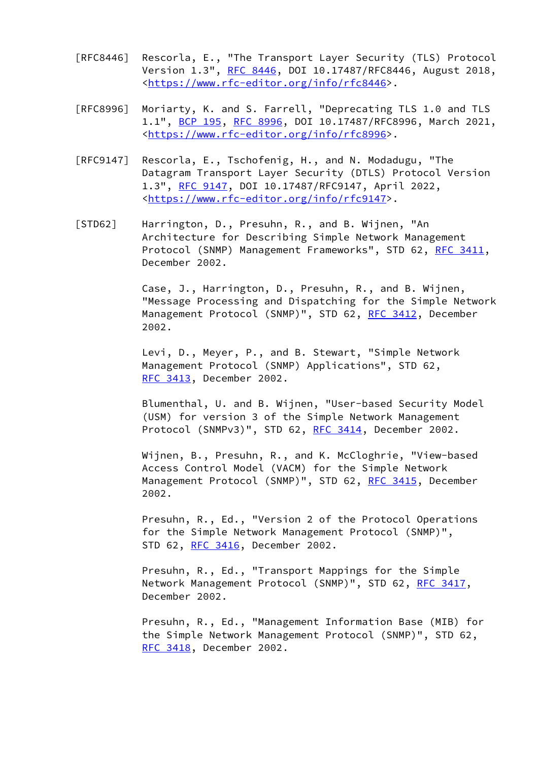[RFC8446] Rescorla, E., "The Transport Layer Security (TLS) Protocol Version 1.3", RFC 8446, DOI 10.17487/RFC8446, August 2018, <https://www.rfc-editor.org/info/rfc8446>.

[RFC8996] Moriarty, K. and S. Farrell, "Deprecating TLS 1.0 and TLS 1.1", BCP 195, RFC 8996, DOI 10.17487/RFC8996, March 2021, <https://www.rfc-editor.org/info/rfc8996>.

[RFC9147] Rescorla, E., Tschofenig, H., and N. Modadugu, "The Datagram Transport Layer Security (DTLS) Protocol Version 1.3", RFC 9147, DOI 10.17487/RFC9147, April 2022, <https://www.rfc-editor.org/info/rfc9147>.

[STD62] Harrington, D., Presuhn, R., and B. Wijnen, "An Architecture for Describing Simple Network Management Protocol (SNMP) Management Frameworks", STD 62, RFC 3411, December 2002.

Case, J., Harrington, D., Presuhn, R., and B. Wijnen, "Message Processing and Dispatching for the Simple Network Management Protocol (SNMP)", STD 62, RFC 3412, December 2002.

Levi, D., Meyer, P., and B. Stewart, "Simple Network Management Protocol (SNMP) Applications", STD 62, RFC 3413, December 2002.

Blumenthal, U. and B. Wijnen, "User-based Security Model (USM) for version 3 of the Simple Network Management Protocol (SNMPv3)", STD 62, RFC 3414, December 2002.

Wijnen, B., Presuhn, R., and K. McCloghrie, "View-based Access Control Model (VACM) for the Simple Network Management Protocol (SNMP)", STD 62, RFC 3415, December 2002.

Presuhn, R., Ed., "Version 2 of the Protocol Operations for the Simple Network Management Protocol (SNMP)", STD 62, RFC 3416, December 2002.

Presuhn, R., Ed., "Transport Mappings for the Simple Network Management Protocol (SNMP)", STD 62, RFC 3417, December 2002.

Presuhn, R., Ed., "Management Information Base (MIB) for the Simple Network Management Protocol (SNMP)", STD 62, RFC 3418, December 2002.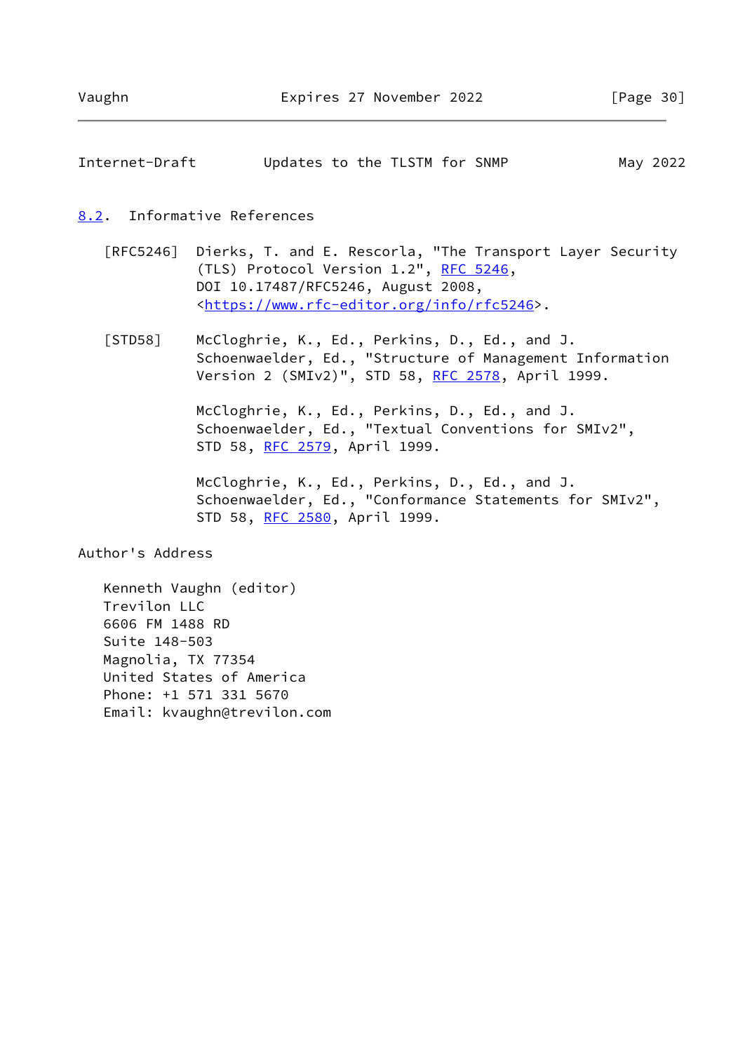## 8.2. Informative References

[RFC5246] Dierks, T. and E. Rescorla, "The Transport Layer Security (TLS) Protocol Version 1.2", RFC 5246, DOI 10.17487/RFC5246, August 2008, <https://www.rfc-editor.org/info/rfc5246>.

[STD58] McCloghrie, K., Ed., Perkins, D., Ed., and J. Schoenwaelder, Ed., "Structure of Management Information Version 2 (SMIv2)", STD 58, RFC 2578, April 1999.

McCloghrie, K., Ed., Perkins, D., Ed., and J. Schoenwaelder, Ed., "Textual Conventions for SMIv2", STD 58, RFC 2579, April 1999.

McCloghrie, K., Ed., Perkins, D., Ed., and J. Schoenwaelder, Ed., "Conformance Statements for SMIv2", STD 58, RFC 2580, April 1999.

## Author's Address

Kenneth Vaughn (editor)
Trevilon LLC
6606 FM 1488 RD
Suite 148-503
Magnolia, TX 77354
United States of America
Phone: +1 571 331 5670
Email: kvaughn@trevilon.com